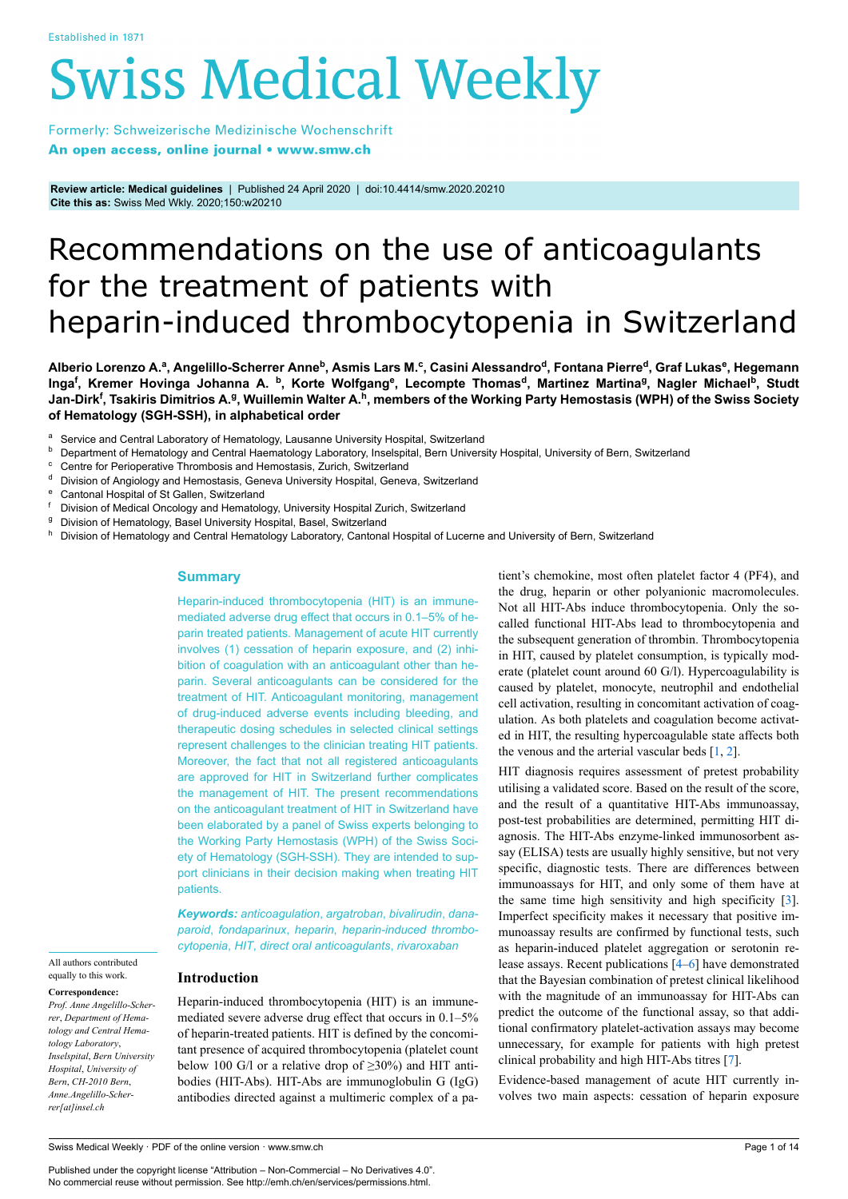Established in 1871

# Swiss Medical Weekly

Formerly: Schweizerische Medizinische Wochenschrift
**An open access, online journal • www.smw.ch**

**Review article: Medical guidelines** | Published 24 April 2020 | doi:10.4414/smw.2020.20210
**Cite this as:** Swiss Med Wkly. 2020;150:w20210

# Recommendations on the use of anticoagulants for the treatment of patients with heparin-induced thrombocytopenia in Switzerland

**Alberio Lorenzo A.[a], Angelillo-Scherrer Anne[b], Asmis Lars M.[c], Casini Alessandro[d], Fontana Pierre[d], Graf Lukas[e], Hegemann Inga[f], Kremer Hovinga Johanna A. [b], Korte Wolfgang[e], Lecompte Thomas[d], Martinez Martina[g], Nagler Michael[b], Studt Jan-Dirk[f], Tsakiris Dimitrios A.[g], Wuillemin Walter A.[h], members of the Working Party Hemostasis (WPH) of the Swiss Society of Hematology (SGH-SSH), in alphabetical order**

[a] Service and Central Laboratory of Hematology, Lausanne University Hospital, Switzerland
[b] Department of Hematology and Central Haematology Laboratory, Inselspital, Bern University Hospital, University of Bern, Switzerland
[c] Centre for Perioperative Thrombosis and Hemostasis, Zurich, Switzerland
[d] Division of Angiology and Hemostasis, Geneva University Hospital, Geneva, Switzerland
[e] Cantonal Hospital of St Gallen, Switzerland
[f] Division of Medical Oncology and Hematology, University Hospital Zurich, Switzerland
[g] Division of Hematology, Basel University Hospital, Basel, Switzerland
[h] Division of Hematology and Central Hematology Laboratory, Cantonal Hospital of Lucerne and University of Bern, Switzerland

## Summary

Heparin-induced thrombocytopenia (HIT) is an immune-mediated adverse drug effect that occurs in 0.1–5% of heparin treated patients. Management of acute HIT currently involves (1) cessation of heparin exposure, and (2) inhibition of coagulation with an anticoagulant other than heparin. Several anticoagulants can be considered for the treatment of HIT. Anticoagulant monitoring, management of drug-induced adverse events including bleeding, and therapeutic dosing schedules in selected clinical settings represent challenges to the clinician treating HIT patients. Moreover, the fact that not all registered anticoagulants are approved for HIT in Switzerland further complicates the management of HIT. The present recommendations on the anticoagulant treatment of HIT in Switzerland have been elaborated by a panel of Swiss experts belonging to the Working Party Hemostasis (WPH) of the Swiss Society of Hematology (SGH-SSH). They are intended to support clinicians in their decision making when treating HIT patients.

***Keywords:*** *anticoagulation, argatroban, bivalirudin, danaparoid, fondaparinux, heparin, heparin-induced thrombocytopenia, HIT, direct oral anticoagulants, rivaroxaban*

All authors contributed equally to this work.

**Correspondence:**
*Prof. Anne Angelillo-Scherrer, Department of Hematology and Central Hematology Laboratory, Inselspital, Bern University Hospital, University of Bern, CH-2010 Bern, Anne.Angelillo-Scherrer[at]insel.ch*

## Introduction

Heparin-induced thrombocytopenia (HIT) is an immune-mediated severe adverse drug effect that occurs in 0.1–5% of heparin-treated patients. HIT is defined by the concomitant presence of acquired thrombocytopenia (platelet count below 100 G/l or a relative drop of ≥30%) and HIT antibodies (HIT-Abs). HIT-Abs are immunoglobulin G (IgG) antibodies directed against a multimeric complex of a patient's chemokine, most often platelet factor 4 (PF4), and the drug, heparin or other polyanionic macromolecules. Not all HIT-Abs induce thrombocytopenia. Only the so-called functional HIT-Abs lead to thrombocytopenia and the subsequent generation of thrombin. Thrombocytopenia in HIT, caused by platelet consumption, is typically moderate (platelet count around 60 G/l). Hypercoagulability is caused by platelet, monocyte, neutrophil and endothelial cell activation, resulting in concomitant activation of coagulation. As both platelets and coagulation become activated in HIT, the resulting hypercoagulable state affects both the venous and the arterial vascular beds [1, 2].

HIT diagnosis requires assessment of pretest probability utilising a validated score. Based on the result of the score, and the result of a quantitative HIT-Abs immunoassay, post-test probabilities are determined, permitting HIT diagnosis. The HIT-Abs enzyme-linked immunosorbent assay (ELISA) tests are usually highly sensitive, but not very specific, diagnostic tests. There are differences between immunoassays for HIT, and only some of them have at the same time high sensitivity and high specificity [3]. Imperfect specificity makes it necessary that positive immunoassay results are confirmed by functional tests, such as heparin-induced platelet aggregation or serotonin release assays. Recent publications [4–6] have demonstrated that the Bayesian combination of pretest clinical likelihood with the magnitude of an immunoassay for HIT-Abs can predict the outcome of the functional assay, so that additional confirmatory platelet-activation assays may become unnecessary, for example for patients with high pretest clinical probability and high HIT-Abs titres [7].

Evidence-based management of acute HIT currently involves two main aspects: cessation of heparin exposure

Published under the copyright license "Attribution – Non-Commercial – No Derivatives 4.0". No commercial reuse without permission. See http://emh.ch/en/services/permissions.html.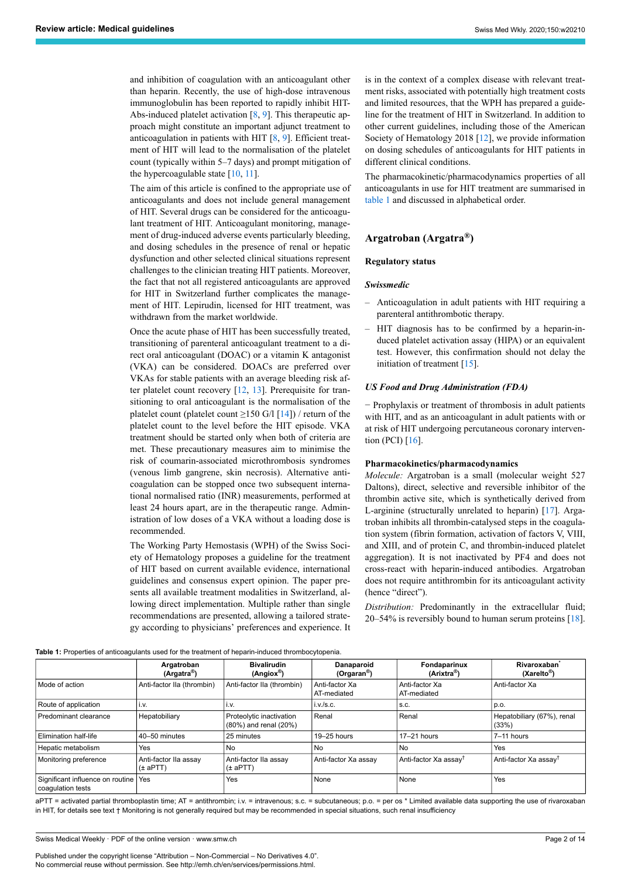and inhibition of coagulation with an anticoagulant other than heparin. Recently, the use of high-dose intravenous immunoglobulin has been reported to rapidly inhibit HIT-Abs-induced platelet activation [8, 9]. This therapeutic approach might constitute an important adjunct treatment to anticoagulation in patients with HIT [8, 9]. Efficient treatment of HIT will lead to the normalisation of the platelet count (typically within 5–7 days) and prompt mitigation of the hypercoagulable state [10, 11].

The aim of this article is confined to the appropriate use of anticoagulants and does not include general management of HIT. Several drugs can be considered for the anticoagulant treatment of HIT. Anticoagulant monitoring, management of drug-induced adverse events particularly bleeding, and dosing schedules in the presence of renal or hepatic dysfunction and other selected clinical situations represent challenges to the clinician treating HIT patients. Moreover, the fact that not all registered anticoagulants are approved for HIT in Switzerland further complicates the management of HIT. Lepirudin, licensed for HIT treatment, was withdrawn from the market worldwide.

Once the acute phase of HIT has been successfully treated, transitioning of parenteral anticoagulant treatment to a direct oral anticoagulant (DOAC) or a vitamin K antagonist (VKA) can be considered. DOACs are preferred over VKAs for stable patients with an average bleeding risk after platelet count recovery [12, 13]. Prerequisite for transitioning to oral anticoagulant is the normalisation of the platelet count (platelet count ≥150 G/l [14]) / return of the platelet count to the level before the HIT episode. VKA treatment should be started only when both of criteria are met. These precautionary measures aim to minimise the risk of coumarin-associated microthrombosis syndromes (venous limb gangrene, skin necrosis). Alternative anticoagulation can be stopped once two subsequent international normalised ratio (INR) measurements, performed at least 24 hours apart, are in the therapeutic range. Administration of low doses of a VKA without a loading dose is recommended.

The Working Party Hemostasis (WPH) of the Swiss Society of Hematology proposes a guideline for the treatment of HIT based on current available evidence, international guidelines and consensus expert opinion. The paper presents all available treatment modalities in Switzerland, allowing direct implementation. Multiple rather than single recommendations are presented, allowing a tailored strategy according to physicians' preferences and experience. It is in the context of a complex disease with relevant treatment risks, associated with potentially high treatment costs and limited resources, that the WPH has prepared a guideline for the treatment of HIT in Switzerland. In addition to other current guidelines, including those of the American Society of Hematology 2018 [12], we provide information on dosing schedules of anticoagulants for HIT patients in different clinical conditions.

The pharmacokinetic/pharmacodynamics properties of all anticoagulants in use for HIT treatment are summarised in table 1 and discussed in alphabetical order.

## Argatroban (Argatra®)

### Regulatory status

#### *Swissmedic*

- Anticoagulation in adult patients with HIT requiring a parenteral antithrombotic therapy.
- HIT diagnosis has to be confirmed by a heparin-induced platelet activation assay (HIPA) or an equivalent test. However, this confirmation should not delay the initiation of treatment [15].

#### *US Food and Drug Administration (FDA)*

– Prophylaxis or treatment of thrombosis in adult patients with HIT, and as an anticoagulant in adult patients with or at risk of HIT undergoing percutaneous coronary intervention (PCI) [16].

### Pharmacokinetics/pharmacodynamics

*Molecule:* Argatroban is a small (molecular weight 527 Daltons), direct, selective and reversible inhibitor of the thrombin active site, which is synthetically derived from L-arginine (structurally unrelated to heparin) [17]. Argatroban inhibits all thrombin-catalysed steps in the coagulation system (fibrin formation, activation of factors V, VIII, and XIII, and of protein C, and thrombin-induced platelet aggregation). It is not inactivated by PF4 and does not cross-react with heparin-induced antibodies. Argatroban does not require antithrombin for its anticoagulant activity (hence "direct").

*Distribution:* Predominantly in the extracellular fluid; 20–54% is reversibly bound to human serum proteins [18].

**Table 1:** Properties of anticoagulants used for the treatment of heparin-induced thrombocytopenia.

| | Argatroban (Argatra®) | Bivalirudin (Angiox®) | Danaparoid (Orgaran®) | Fondaparinux (Arixtra®) | Rivaroxaban* (Xarelto®) |
|---|---|---|---|---|---|
| Mode of action | Anti-factor IIa (thrombin) | Anti-factor IIa (thrombin) | Anti-factor Xa AT-mediated | Anti-factor Xa AT-mediated | Anti-factor Xa |
| Route of application | i.v. | i.v. | i.v./s.c. | s.c. | p.o. |
| Predominant clearance | Hepatobiliary | Proteolytic inactivation (80%) and renal (20%) | Renal | Renal | Hepatobiliary (67%), renal (33%) |
| Elimination half-life | 40–50 minutes | 25 minutes | 19–25 hours | 17–21 hours | 7–11 hours |
| Hepatic metabolism | Yes | No | No | No | Yes |
| Monitoring preference | Anti-factor IIa assay (± aPTT) | Anti-factor IIa assay (± aPTT) | Anti-factor Xa assay | Anti-factor Xa assay† | Anti-factor Xa assay† |
| Significant influence on routine coagulation tests | Yes | Yes | None | None | Yes |

aPTT = activated partial thromboplastin time; AT = antithrombin; i.v. = intravenous; s.c. = subcutaneous; p.o. = per os * Limited available data supporting the use of rivaroxaban in HIT, for details see text † Monitoring is not generally required but may be recommended in special situations, such renal insufficiency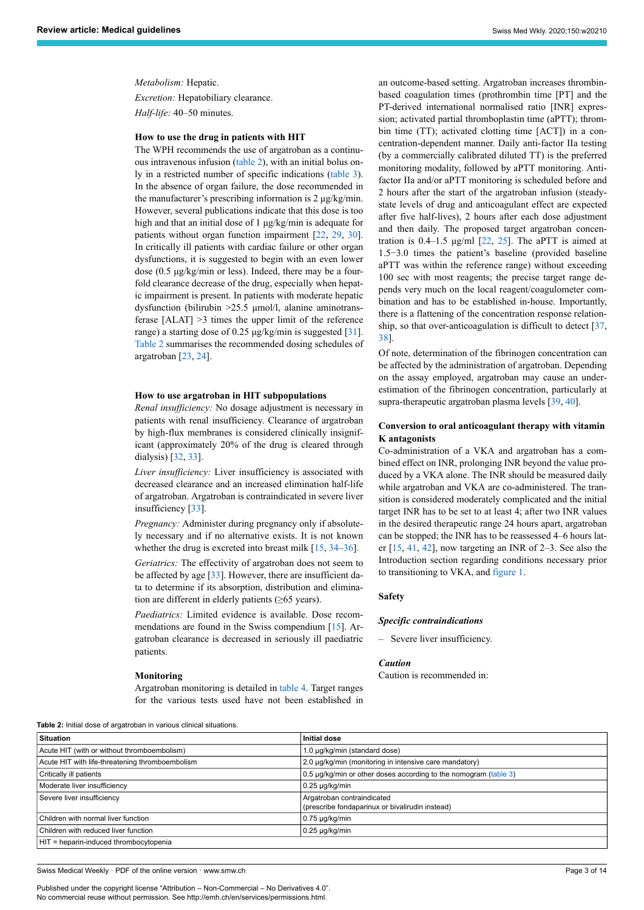*Metabolism:* Hepatic.

*Excretion:* Hepatobiliary clearance.

*Half-life:* 40–50 minutes.

**How to use the drug in patients with HIT**

The WPH recommends the use of argatroban as a continuous intravenous infusion (table 2), with an initial bolus only in a restricted number of specific indications (table 3). In the absence of organ failure, the dose recommended in the manufacturer's prescribing information is 2 µg/kg/min. However, several publications indicate that this dose is too high and that an initial dose of 1 µg/kg/min is adequate for patients without organ function impairment [22, 29, 30]. In critically ill patients with cardiac failure or other organ dysfunctions, it is suggested to begin with an even lower dose (0.5 µg/kg/min or less). Indeed, there may be a fourfold clearance decrease of the drug, especially when hepatic impairment is present. In patients with moderate hepatic dysfunction (bilirubin >25.5 µmol/l, alanine aminotransferase [ALAT] >3 times the upper limit of the reference range) a starting dose of 0.25 µg/kg/min is suggested [31]. Table 2 summarises the recommended dosing schedules of argatroban [23, 24].

**How to use argatroban in HIT subpopulations**

*Renal insufficiency:* No dosage adjustment is necessary in patients with renal insufficiency. Clearance of argatroban by high-flux membranes is considered clinically insignificant (approximately 20% of the drug is cleared through dialysis) [32, 33].

*Liver insufficiency:* Liver insufficiency is associated with decreased clearance and an increased elimination half-life of argatroban. Argatroban is contraindicated in severe liver insufficiency [33].

*Pregnancy:* Administer during pregnancy only if absolutely necessary and if no alternative exists. It is not known whether the drug is excreted into breast milk [15, 34–36].

*Geriatrics:* The effectivity of argatroban does not seem to be affected by age [33]. However, there are insufficient data to determine if its absorption, distribution and elimination are different in elderly patients (≥65 years).

*Paediatrics:* Limited evidence is available. Dose recommendations are found in the Swiss compendium [15]. Argatroban clearance is decreased in seriously ill paediatric patients.

**Monitoring**

Argatroban monitoring is detailed in table 4. Target ranges for the various tests used have not been established in an outcome-based setting. Argatroban increases thrombin-based coagulation times (prothrombin time [PT] and the PT-derived international normalised ratio [INR] expression; activated partial thromboplastin time (aPTT); thrombin time (TT); activated clotting time [ACT]) in a concentration-dependent manner. Daily anti-factor IIa testing (by a commercially calibrated diluted TT) is the preferred monitoring modality, followed by aPTT monitoring. Anti-factor IIa and/or aPTT monitoring is scheduled before and 2 hours after the start of the argatroban infusion (steady-state levels of drug and anticoagulant effect are expected after five half-lives), 2 hours after each dose adjustment and then daily. The proposed target argatroban concentration is 0.4–1.5 µg/ml [22, 25]. The aPTT is aimed at 1.5−3.0 times the patient's baseline (provided baseline aPTT was within the reference range) without exceeding 100 sec with most reagents; the precise target range depends very much on the local reagent/coagulometer combination and has to be established in-house. Importantly, there is a flattening of the concentration response relationship, so that over-anticoagulation is difficult to detect [37, 38].

Of note, determination of the fibrinogen concentration can be affected by the administration of argatroban. Depending on the assay employed, argatroban may cause an underestimation of the fibrinogen concentration, particularly at supra-therapeutic argatroban plasma levels [39, 40].

**Conversion to oral anticoagulant therapy with vitamin K antagonists**

Co-administration of a VKA and argatroban has a combined effect on INR, prolonging INR beyond the value produced by a VKA alone. The INR should be measured daily while argatroban and VKA are co-administered. The transition is considered moderately complicated and the initial target INR has to be set to at least 4; after two INR values in the desired therapeutic range 24 hours apart, argatroban can be stopped; the INR has to be reassessed 4–6 hours later [15, 41, 42], now targeting an INR of 2–3. See also the Introduction section regarding conditions necessary prior to transitioning to VKA, and figure 1.

**Safety**

***Specific contraindications***

– Severe liver insufficiency.

***Caution***

Caution is recommended in:

**Table 2:** Initial dose of argatroban in various clinical situations.

| Situation | Initial dose |
|---|---|
| Acute HIT (with or without thromboembolism) | 1.0 µg/kg/min (standard dose) |
| Acute HIT with life-threatening thromboembolism | 2.0 µg/kg/min (monitoring in intensive care mandatory) |
| Critically ill patients | 0.5 µg/kg/min or other doses according to the nomogram (table 3) |
| Moderate liver insufficiency | 0.25 µg/kg/min |
| Severe liver insufficiency | Argatroban contraindicated (prescribe fondaparinux or bivalirudin instead) |
| Children with normal liver function | 0.75 µg/kg/min |
| Children with reduced liver function | 0.25 µg/kg/min |

HIT = heparin-induced thrombocytopenia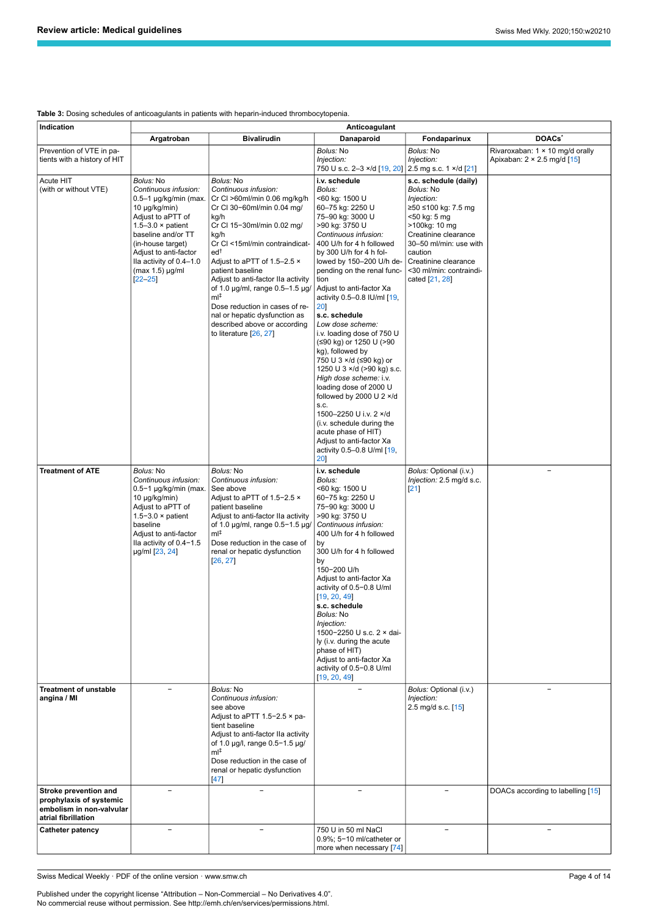**Table 3:** Dosing schedules of anticoagulants in patients with heparin-induced thrombocytopenia.

| Indication | Anticoagulant | | | | |
|---|---|---|---|---|---|
| | Argatroban | Bivalirudin | Danaparoid | Fondaparinux | DOACs* |
| Prevention of VTE in patients with a history of HIT | | | *Bolus:* No<br>*Injection:*<br>750 U s.c. 2–3 ×/d [19, 20] | *Bolus:* No<br>*Injection:*<br>2.5 mg s.c. 1 ×/d [21] | Rivaroxaban: 1 × 10 mg/d orally<br>Apixaban: 2 × 2.5 mg/d [15] |
| Acute HIT<br>(with or without VTE) | *Bolus:* No<br>*Continuous infusion:*<br>0.5–1 µg/kg/min (max. 10 µg/kg/min)<br>Adjust to aPTT of 1.5–3.0 × patient baseline and/or TT (in-house target)<br>Adjust to anti-factor IIa activity of 0.4–1.0 (max 1.5) µg/ml<br>[22–25] | *Bolus:* No<br>*Continuous infusion:*<br>Cr Cl >60ml/min 0.06 mg/kg/h<br>Cr Cl 30–60ml/min 0.04 mg/kg/h<br>Cr Cl 15–30ml/min 0.02 mg/kg/h<br>Cr Cl <15ml/min contraindicated[†]<br>Adjust to aPTT of 1.5–2.5 × patient baseline<br>Adjust to anti-factor IIa activity of 1.0 µg/ml, range 0.5–1.5 µg/ml[‡]<br>Dose reduction in cases of renal or hepatic dysfunction as described above or according to literature [26, 27] | **i.v. schedule**<br>*Bolus:*<br><60 kg: 1500 U<br>60–75 kg: 2250 U<br>75–90 kg: 3000 U<br>>90 kg: 3750 U<br>*Continuous infusion:*<br>400 U/h for 4 h followed by 300 U/h for 4 h followed by 150–200 U/h depending on the renal function<br>Adjust to anti-factor Xa activity 0.5–0.8 IU/ml [19, 20]<br>**s.c. schedule**<br>*Low dose scheme:*<br>i.v. loading dose of 750 U (≤90 kg) or 1250 U (>90 kg), followed by<br>750 U 3 ×/d (≤90 kg) or 1250 U 3 ×/d (>90 kg) s.c.<br>*High dose scheme:* i.v. loading dose of 2000 U followed by 2000 U 2 ×/d s.c.<br>1500–2250 U i.v. 2 ×/d (i.v. schedule during the acute phase of HIT)<br>Adjust to anti-factor Xa activity 0.5–0.8 U/ml [19, 20] | **s.c. schedule (daily)**<br>*Bolus:* No<br>*Injection:*<br>≥50 ≤100 kg: 7.5 mg<br><50 kg: 5 mg<br>>100kg: 10 mg<br>Creatinine clearance 30–50 ml/min: use with caution<br>Creatinine clearance <30 ml/min: contraindicated [21, 28] | |
| **Treatment of ATE** | *Bolus:* No<br>*Continuous infusion:*<br>0.5–1 µg/kg/min (max. 10 µg/kg/min)<br>Adjust to aPTT of 1.5–3.0 × patient baseline<br>Adjust to anti-factor IIa activity of 0.4–1.5 µg/ml [23, 24] | *Bolus:* No<br>*Continuous infusion:*<br>See above<br>Adjust to aPTT of 1.5–2.5 × patient baseline<br>Adjust to anti-factor IIa activity of 1.0 µg/ml, range 0.5–1.5 µg/ml[‡]<br>Dose reduction in the case of renal or hepatic dysfunction [26, 27] | **i.v. schedule**<br>*Bolus:*<br><60 kg: 1500 U<br>60–75 kg: 2250 U<br>75–90 kg: 3000 U<br>>90 kg: 3750 U<br>*Continuous infusion:*<br>400 U/h for 4 h followed by<br>300 U/h for 4 h followed by<br>150–200 U/h<br>Adjust to anti-factor Xa activity of 0.5–0.8 U/ml [19, 20, 49]<br>**s.c. schedule**<br>*Bolus:* No<br>*Injection:*<br>1500–2250 U s.c. 2 × daily (i.v. during the acute phase of HIT)<br>Adjust to anti-factor Xa activity of 0.5–0.8 U/ml [19, 20, 49] | *Bolus:* Optional (i.v.)<br>*Injection:* 2.5 mg/d s.c. [21] | – |
| **Treatment of unstable angina / MI** | – | *Bolus:* No<br>*Continuous infusion:*<br>see above<br>Adjust to aPTT 1.5–2.5 × patient baseline<br>Adjust to anti-factor IIa activity of 1.0 µg/l, range 0.5–1.5 µg/ml[‡]<br>Dose reduction in the case of renal or hepatic dysfunction [47] | – | *Bolus:* Optional (i.v.)<br>*Injection:*<br>2.5 mg/d s.c. [15] | – |
| **Stroke prevention and prophylaxis of systemic embolism in non-valvular atrial fibrillation** | – | – | – | – | DOACs according to labelling [15] |
| **Catheter patency** | – | – | 750 U in 50 ml NaCl 0.9%; 5–10 ml/catheter or more when necessary [74] | – | – |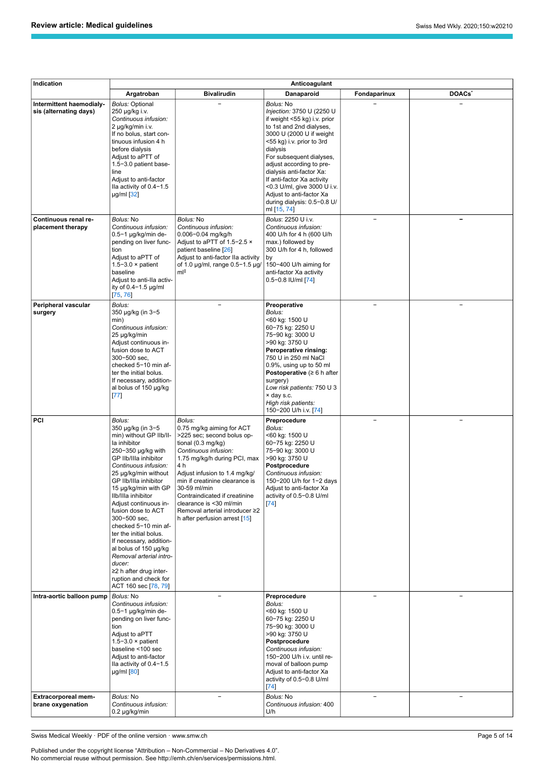| Indication | Anticoagulant | | | | |
|---|---|---|---|---|---|
| | Argatroban | Bivalirudin | Danaparoid | Fondaparinux | DOACs* |
| **Intermittent haemodialysis (alternating days)** | *Bolus:* Optional<br>250 µg/kg i.v.<br>*Continuous infusion:*<br>2 µg/kg/min i.v.<br>If no bolus, start continuous infusion 4 h before dialysis<br>Adjust to aPTT of 1.5–3.0 patient baseline<br>Adjust to anti-factor IIa activity of 0.4–1.5 µg/ml [32] | – | *Bolus:* No<br>*Injection:* 3750 U (2250 U if weight <55 kg) i.v. prior to 1st and 2nd dialyses, 3000 U (2000 U if weight <55 kg) i.v. prior to 3rd dialysis<br>For subsequent dialyses, adjust according to pre-dialysis anti-factor Xa:<br>If anti-factor Xa activity <0.3 U/ml, give 3000 U i.v.<br>Adjust to anti-factor Xa during dialysis: 0.5–0.8 U/ml [15, 74] | – | – |
| **Continuous renal replacement therapy** | *Bolus:* No<br>*Continuous infusion:*<br>0.5–1 µg/kg/min depending on liver function<br>Adjust to aPTT of 1.5–3.0 × patient baseline<br>Adjust to anti-IIa activity of 0.4–1.5 µg/ml [75, 76] | *Bolus:* No<br>*Continuous infusion:*<br>0.006–0.04 mg/kg/h<br>Adjust to aPTT of 1.5–2.5 × patient baseline [26]<br>Adjust to anti-factor IIa activity of 1.0 µg/ml, range 0.5–1.5 µg/ml‡ | *Bolus:* 2250 U i.v.<br>*Continuous infusion:*<br>400 U/h for 4 h (600 U/h max.) followed by 300 U/h for 4 h, followed by<br>150–400 U/h aiming for anti-factor Xa activity 0.5–0.8 IU/ml [74] | – | – |
| **Peripheral vascular surgery** | *Bolus:*<br>350 µg/kg (in 3–5 min)<br>*Continuous infusion:*<br>25 µg/kg/min<br>Adjust continuous infusion dose to ACT 300–500 sec, checked 5–10 min after the initial bolus.<br>If necessary, additional bolus of 150 µg/kg [77] | – | **Preoperative**<br>*Bolus:*<br><60 kg: 1500 U<br>60–75 kg: 2250 U<br>75–90 kg: 3000 U<br>>90 kg: 3750 U<br>**Peroperative rinsing:**<br>750 U in 250 ml NaCl 0.9%, using up to 50 ml<br>**Postoperative** (≥ 6 h after surgery)<br>*Low risk patients:* 750 U 3 × day s.c.<br>*High risk patients:*<br>150–200 U/h i.v. [74] | – | – |
| **PCI** | *Bolus:*<br>350 µg/kg (in 3–5 min) without GP IIb/IIIa inhibitor<br>250–350 µg/kg with GP IIb/IIIa inhibitor<br>*Continuous infusion:*<br>25 µg/kg/min without GP IIb/IIIa inhibitor<br>15 µg/kg/min with GP IIb/IIIa inhibitor<br>Adjust continuous infusion dose to ACT 300–500 sec, checked 5–10 min after the initial bolus.<br>If necessary, additional bolus of 150 µg/kg<br>*Removal arterial introducer:*<br>≥2 h after drug interruption and check for ACT 160 sec [78, 79] | *Bolus:*<br>0.75 mg/kg aiming for ACT >225 sec; second bolus optional (0.3 mg/kg)<br>*Continuous infusion:*<br>1.75 mg/kg/h during PCI, max 4 h<br>Adjust infusion to 1.4 mg/kg/min if creatinine clearance is 30-59 ml/min<br>Contraindicated if creatinine clearance is <30 ml/min<br>Removal arterial introducer ≥2 h after perfusion arrest [15] | **Preprocedure**<br>*Bolus:*<br><60 kg: 1500 U<br>60–75 kg: 2250 U<br>75–90 kg: 3000 U<br>>90 kg: 3750 U<br>**Postprocedure**<br>*Continuous infusion:*<br>150–200 U/h for 1–2 days<br>Adjust to anti-factor Xa activity of 0.5–0.8 U/ml [74] | – | – |
| **Intra-aortic balloon pump** | *Bolus:* No<br>*Continuous infusion:*<br>0.5–1 µg/kg/min depending on liver function<br>Adjust to aPTT 1.5–3.0 × patient baseline <100 sec<br>Adjust to anti-factor IIa activity of 0.4–1.5 µg/ml [80] | – | **Preprocedure**<br>*Bolus:*<br><60 kg: 1500 U<br>60–75 kg: 2250 U<br>75–90 kg: 3000 U<br>>90 kg: 3750 U<br>**Postprocedure**<br>*Continuous infusion:*<br>150–200 U/h i.v. until removal of balloon pump<br>Adjust to anti-factor Xa activity of 0.5–0.8 U/ml [74] | – | – |
| **Extracorporeal membrane oxygenation** | *Bolus:* No<br>*Continuous infusion:*<br>0.2 µg/kg/min | – | *Bolus:* No<br>*Continuous infusion:* 400 U/h | – | – |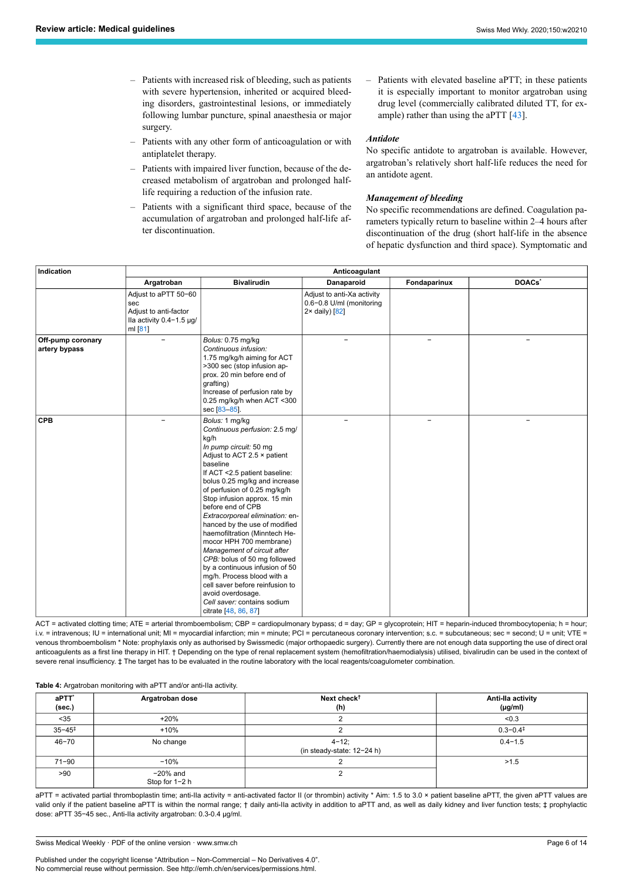- Patients with increased risk of bleeding, such as patients with severe hypertension, inherited or acquired bleeding disorders, gastrointestinal lesions, or immediately following lumbar puncture, spinal anaesthesia or major surgery.
- Patients with any other form of anticoagulation or with antiplatelet therapy.
- Patients with impaired liver function, because of the decreased metabolism of argatroban and prolonged half-life requiring a reduction of the infusion rate.
- Patients with a significant third space, because of the accumulation of argatroban and prolonged half-life after discontinuation.
- Patients with elevated baseline aPTT; in these patients it is especially important to monitor argatroban using drug level (commercially calibrated diluted TT, for example) rather than using the aPTT [43].

### *Antidote*

No specific antidote to argatroban is available. However, argatroban's relatively short half-life reduces the need for an antidote agent.

### *Management of bleeding*

No specific recommendations are defined. Coagulation parameters typically return to baseline within 2–4 hours after discontinuation of the drug (short half-life in the absence of hepatic dysfunction and third space). Symptomatic and

| Indication | Anticoagulant | | | | |
|---|---|---|---|---|---|
| | Argatroban | Bivalirudin | Danaparoid | Fondaparinux | DOACs* |
| | Adjust to aPTT 50−60 sec<br>Adjust to anti-factor IIa activity 0.4−1.5 µg/ml [81] | | Adjust to anti-Xa activity 0.6−0.8 U/ml (monitoring 2× daily) [82] | | |
| **Off-pump coronary artery bypass** | − | *Bolus:* 0.75 mg/kg<br>*Continuous infusion:* 1.75 mg/kg/h aiming for ACT >300 sec (stop infusion approx. 20 min before end of grafting)<br>Increase of perfusion rate by 0.25 mg/kg/h when ACT <300 sec [83–85]. | − | − | − |
| **CPB** | − | *Bolus:* 1 mg/kg<br>*Continuous perfusion:* 2.5 mg/kg/h<br>*In pump circuit:* 50 mg<br>Adjust to ACT 2.5 × patient baseline<br>If ACT <2.5 patient baseline: bolus 0.25 mg/kg and increase of perfusion of 0.25 mg/kg/h<br>Stop infusion approx. 15 min before end of CPB<br>*Extracorporeal elimination:* enhanced by the use of modified haemofiltration (Minntech Hemocor HPH 700 membrane)<br>*Management of circuit after CPB:* bolus of 50 mg followed by a continuous infusion of 50 mg/h. Process blood with a cell saver before reinfusion to avoid overdosage.<br>*Cell saver:* contains sodium citrate [48, 86, 87] | − | − | − |

ACT = activated clotting time; ATE = arterial thromboembolism; CBP = cardiopulmonary bypass; d = day; GP = glycoprotein; HIT = heparin-induced thrombocytopenia; h = hour; i.v. = intravenous; IU = international unit; MI = myocardial infarction; min = minute; PCI = percutaneous coronary intervention; s.c. = subcutaneous; sec = second; U = unit; VTE = venous thromboembolism * Note: prophylaxis only as authorised by Swissmedic (major orthopaedic surgery). Currently there are not enough data supporting the use of direct oral anticoagulents as a first line therapy in HIT. † Depending on the type of renal replacement system (hemofiltration/haemodialysis) utilised, bivalirudin can be used in the context of severe renal insufficiency. ‡ The target has to be evaluated in the routine laboratory with the local reagents/coagulometer combination.

**Table 4:** Argatroban monitoring with aPTT and/or anti-IIa activity.

| aPTT* (sec.) | Argatroban dose | Next check† (h) | Anti-IIa activity (µg/ml) |
|---|---|---|---|
| <35 | +20% | 2 | <0.3 |
| 35−45‡ | +10% | 2 | 0.3−0.4‡ |
| 46−70 | No change | 4−12;<br>(in steady-state: 12−24 h) | 0.4−1.5 |
| 71−90 | −10% | 2 | >1.5 |
| >90 | −20% and<br>Stop for 1−2 h | 2 | |

aPTT = activated partial thromboplastin time; anti-IIa activity = anti-activated factor II (or thrombin) activity * Aim: 1.5 to 3.0 × patient baseline aPTT, the given aPTT values are valid only if the patient baseline aPTT is within the normal range; † daily anti-IIa activity in addition to aPTT and, as well as daily kidney and liver function tests; ‡ prophylactic dose: aPTT 35−45 sec., Anti-IIa activity argatroban: 0.3-0.4 µg/ml.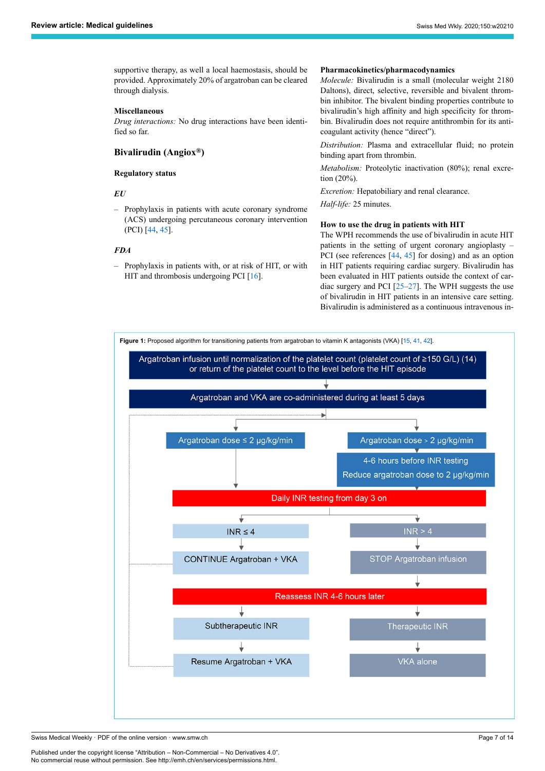supportive therapy, as well a local haemostasis, should be provided. Approximately 20% of argatroban can be cleared through dialysis.

### Miscellaneous

*Drug interactions:* No drug interactions have been identified so far.

## Bivalirudin (Angiox®)

### Regulatory status

#### *EU*

- Prophylaxis in patients with acute coronary syndrome (ACS) undergoing percutaneous coronary intervention (PCI) [44, 45].

#### *FDA*

- Prophylaxis in patients with, or at risk of HIT, or with HIT and thrombosis undergoing PCI [16].

### Pharmacokinetics/pharmacodynamics

*Molecule:* Bivalirudin is a small (molecular weight 2180 Daltons), direct, selective, reversible and bivalent thrombin inhibitor. The bivalent binding properties contribute to bivalirudin's high affinity and high specificity for thrombin. Bivalirudin does not require antithrombin for its anticoagulant activity (hence "direct").

*Distribution:* Plasma and extracellular fluid; no protein binding apart from thrombin.

*Metabolism:* Proteolytic inactivation (80%); renal excretion (20%).

*Excretion:* Hepatobiliary and renal clearance.

*Half-life:* 25 minutes.

### How to use the drug in patients with HIT

The WPH recommends the use of bivalirudin in acute HIT patients in the setting of urgent coronary angioplasty – PCI (see references [44, 45] for dosing) and as an option in HIT patients requiring cardiac surgery. Bivalirudin has been evaluated in HIT patients outside the context of cardiac surgery and PCI [25–27]. The WPH suggests the use of bivalirudin in HIT patients in an intensive care setting. Bivalirudin is administered as a continuous intravenous in-

**Figure 1:** Proposed algorithm for transitioning patients from argatroban to vitamin K antagonists (VKA) [15, 41, 42].

- Argatroban infusion until normalization of the platelet count (platelet count of ≥150 G/L) (14) or return of the platelet count to the level before the HIT episode
- Argatroban and VKA are co-administered during at least 5 days
  - Argatroban dose ≤ 2 µg/kg/min
  - Argatroban dose > 2 µg/kg/min → 4-6 hours before INR testing: Reduce argatroban dose to 2 µg/kg/min
- Daily INR testing from day 3 on
  - INR ≤ 4 → CONTINUE Argatroban + VKA
  - INR > 4 → STOP Argatroban infusion → Reassess INR 4-6 hours later
    - Subtherapeutic INR → Resume Argatroban + VKA
    - Therapeutic INR → VKA alone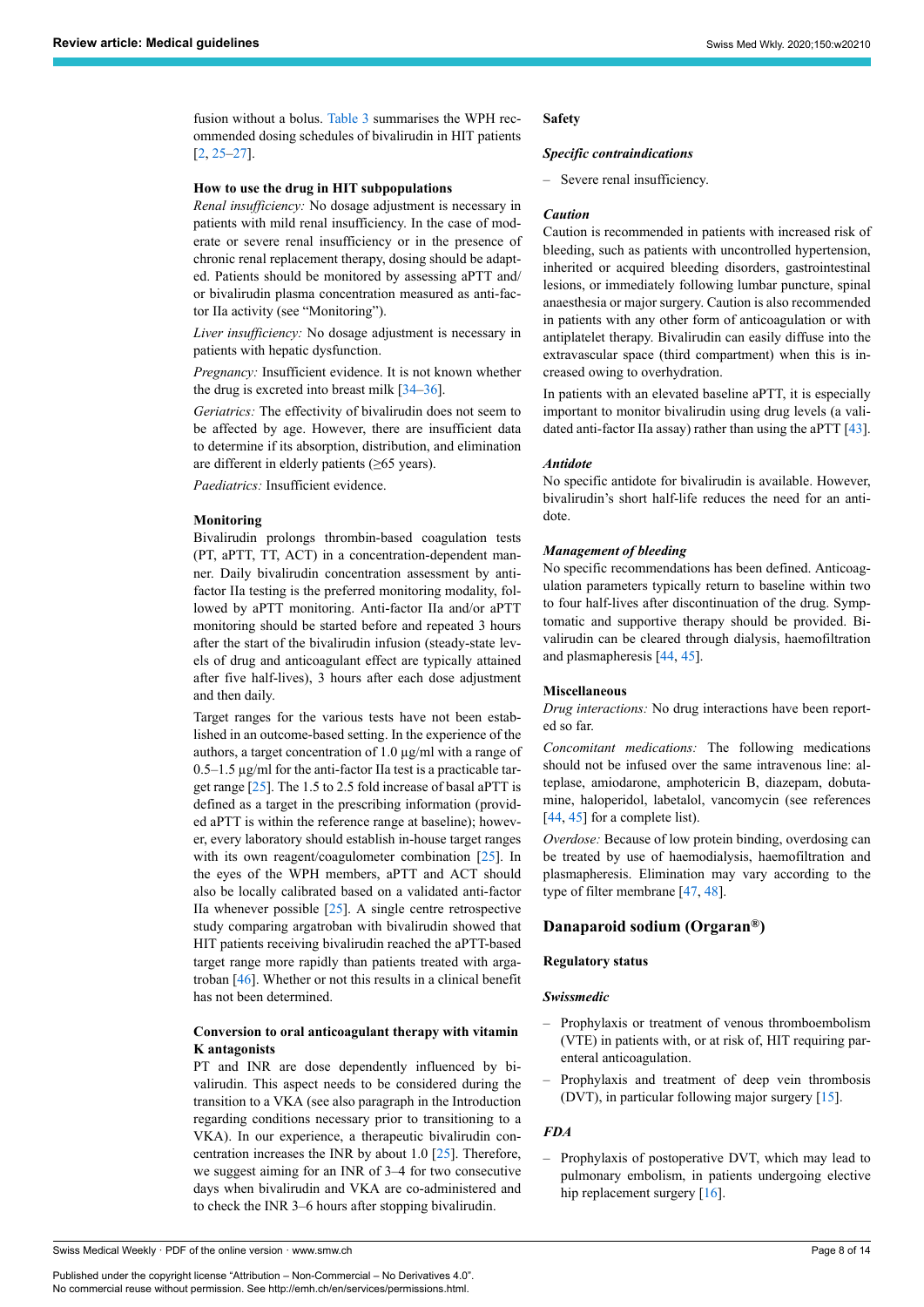fusion without a bolus. Table 3 summarises the WPH recommended dosing schedules of bivalirudin in HIT patients [2, 25–27].

#### How to use the drug in HIT subpopulations

*Renal insufficiency:* No dosage adjustment is necessary in patients with mild renal insufficiency. In the case of moderate or severe renal insufficiency or in the presence of chronic renal replacement therapy, dosing should be adapted. Patients should be monitored by assessing aPTT and/or bivalirudin plasma concentration measured as anti-factor IIa activity (see "Monitoring").

*Liver insufficiency:* No dosage adjustment is necessary in patients with hepatic dysfunction.

*Pregnancy:* Insufficient evidence. It is not known whether the drug is excreted into breast milk [34–36].

*Geriatrics:* The effectivity of bivalirudin does not seem to be affected by age. However, there are insufficient data to determine if its absorption, distribution, and elimination are different in elderly patients (≥65 years).

*Paediatrics:* Insufficient evidence.

#### Monitoring

Bivalirudin prolongs thrombin-based coagulation tests (PT, aPTT, TT, ACT) in a concentration-dependent manner. Daily bivalirudin concentration assessment by anti-factor IIa testing is the preferred monitoring modality, followed by aPTT monitoring. Anti-factor IIa and/or aPTT monitoring should be started before and repeated 3 hours after the start of the bivalirudin infusion (steady-state levels of drug and anticoagulant effect are typically attained after five half-lives), 3 hours after each dose adjustment and then daily.

Target ranges for the various tests have not been established in an outcome-based setting. In the experience of the authors, a target concentration of 1.0 µg/ml with a range of 0.5–1.5 µg/ml for the anti-factor IIa test is a practicable target range [25]. The 1.5 to 2.5 fold increase of basal aPTT is defined as a target in the prescribing information (provided aPTT is within the reference range at baseline); however, every laboratory should establish in-house target ranges with its own reagent/coagulometer combination [25]. In the eyes of the WPH members, aPTT and ACT should also be locally calibrated based on a validated anti-factor IIa whenever possible [25]. A single centre retrospective study comparing argatroban with bivalirudin showed that HIT patients receiving bivalirudin reached the aPTT-based target range more rapidly than patients treated with argatroban [46]. Whether or not this results in a clinical benefit has not been determined.

#### Conversion to oral anticoagulant therapy with vitamin K antagonists

PT and INR are dose dependently influenced by bivalirudin. This aspect needs to be considered during the transition to a VKA (see also paragraph in the Introduction regarding conditions necessary prior to transitioning to a VKA). In our experience, a therapeutic bivalirudin concentration increases the INR by about 1.0 [25]. Therefore, we suggest aiming for an INR of 3–4 for two consecutive days when bivalirudin and VKA are co-administered and to check the INR 3–6 hours after stopping bivalirudin.

#### Safety

##### *Specific contraindications*

- Severe renal insufficiency.

##### *Caution*

Caution is recommended in patients with increased risk of bleeding, such as patients with uncontrolled hypertension, inherited or acquired bleeding disorders, gastrointestinal lesions, or immediately following lumbar puncture, spinal anaesthesia or major surgery. Caution is also recommended in patients with any other form of anticoagulation or with antiplatelet therapy. Bivalirudin can easily diffuse into the extravascular space (third compartment) when this is increased owing to overhydration.

In patients with an elevated baseline aPTT, it is especially important to monitor bivalirudin using drug levels (a validated anti-factor IIa assay) rather than using the aPTT [43].

##### *Antidote*

No specific antidote for bivalirudin is available. However, bivalirudin's short half-life reduces the need for an antidote.

##### *Management of bleeding*

No specific recommendations has been defined. Anticoagulation parameters typically return to baseline within two to four half-lives after discontinuation of the drug. Symptomatic and supportive therapy should be provided. Bivalirudin can be cleared through dialysis, haemofiltration and plasmapheresis [44, 45].

#### Miscellaneous

*Drug interactions:* No drug interactions have been reported so far.

*Concomitant medications:* The following medications should not be infused over the same intravenous line: alteplase, amiodarone, amphotericin B, diazepam, dobutamine, haloperidol, labetalol, vancomycin (see references [44, 45] for a complete list).

*Overdose:* Because of low protein binding, overdosing can be treated by use of haemodialysis, haemofiltration and plasmapheresis. Elimination may vary according to the type of filter membrane [47, 48].

### Danaparoid sodium (Organar®)

#### Regulatory status

##### *Swissmedic*

- Prophylaxis or treatment of venous thromboembolism (VTE) in patients with, or at risk of, HIT requiring parenteral anticoagulation.
- Prophylaxis and treatment of deep vein thrombosis (DVT), in particular following major surgery [15].

##### *FDA*

- Prophylaxis of postoperative DVT, which may lead to pulmonary embolism, in patients undergoing elective hip replacement surgery [16].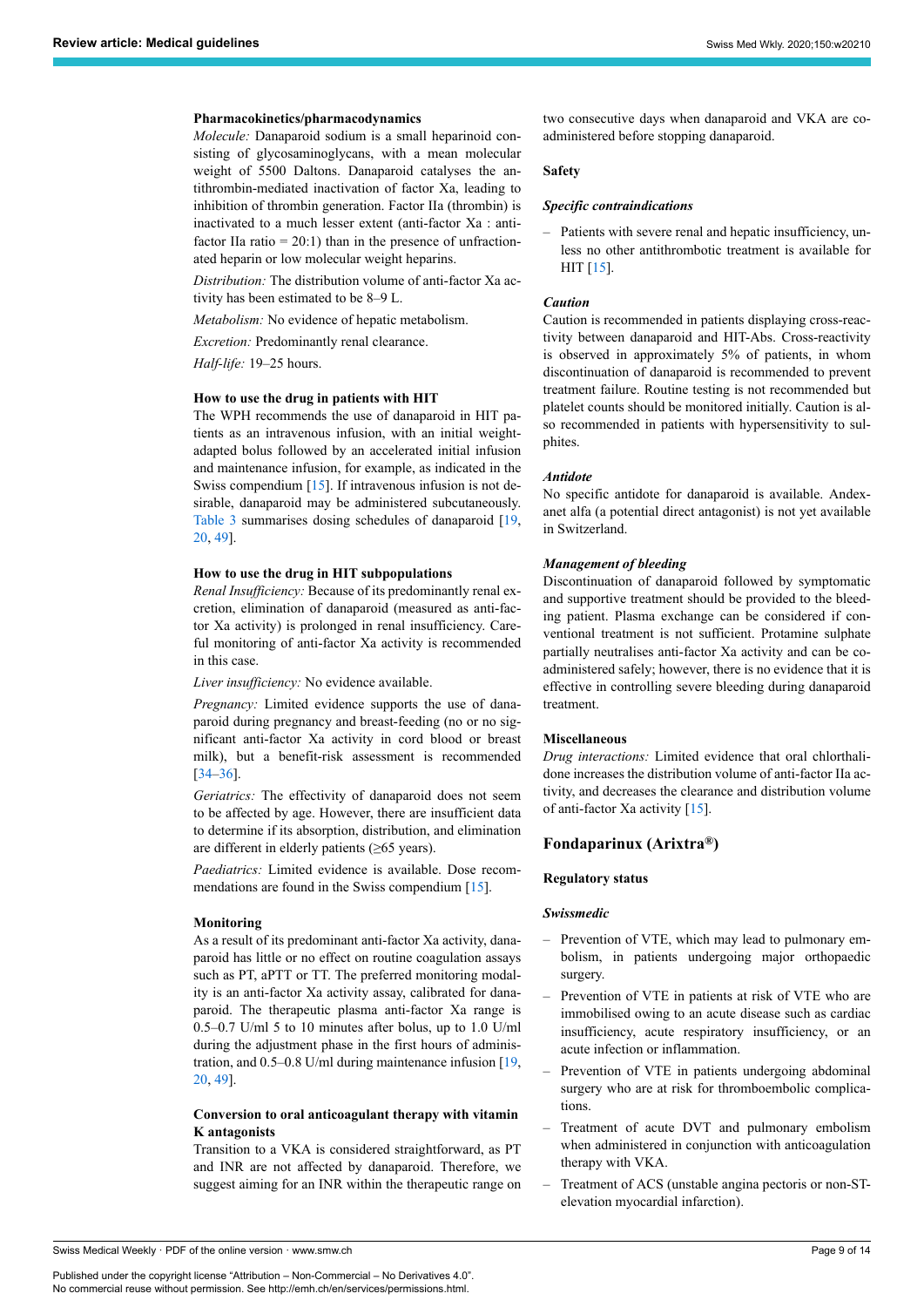#### Pharmacokinetics/pharmacodynamics

*Molecule:* Danaparoid sodium is a small heparinoid consisting of glycosaminoglycans, with a mean molecular weight of 5500 Daltons. Danaparoid catalyses the antithrombin-mediated inactivation of factor Xa, leading to inhibition of thrombin generation. Factor IIa (thrombin) is inactivated to a much lesser extent (anti-factor Xa : anti-factor IIa ratio = 20:1) than in the presence of unfractionated heparin or low molecular weight heparins.

*Distribution:* The distribution volume of anti-factor Xa activity has been estimated to be 8–9 L.

*Metabolism:* No evidence of hepatic metabolism.

*Excretion:* Predominantly renal clearance.

*Half-life:* 19–25 hours.

#### How to use the drug in patients with HIT

The WPH recommends the use of danaparoid in HIT patients as an intravenous infusion, with an initial weight-adapted bolus followed by an accelerated initial infusion and maintenance infusion, for example, as indicated in the Swiss compendium [15]. If intravenous infusion is not desirable, danaparoid may be administered subcutaneously. Table 3 summarises dosing schedules of danaparoid [19, 20, 49].

#### How to use the drug in HIT subpopulations

*Renal Insufficiency:* Because of its predominantly renal excretion, elimination of danaparoid (measured as anti-factor Xa activity) is prolonged in renal insufficiency. Careful monitoring of anti-factor Xa activity is recommended in this case.

*Liver insufficiency:* No evidence available.

*Pregnancy:* Limited evidence supports the use of danaparoid during pregnancy and breast-feeding (no or no significant anti-factor Xa activity in cord blood or breast milk), but a benefit-risk assessment is recommended [34–36].

*Geriatrics:* The effectivity of danaparoid does not seem to be affected by age. However, there are insufficient data to determine if its absorption, distribution, and elimination are different in elderly patients (≥65 years).

*Paediatrics:* Limited evidence is available. Dose recommendations are found in the Swiss compendium [15].

#### Monitoring

As a result of its predominant anti-factor Xa activity, danaparoid has little or no effect on routine coagulation assays such as PT, aPTT or TT. The preferred monitoring modality is an anti-factor Xa activity assay, calibrated for danaparoid. The therapeutic plasma anti-factor Xa range is 0.5–0.7 U/ml 5 to 10 minutes after bolus, up to 1.0 U/ml during the adjustment phase in the first hours of administration, and 0.5–0.8 U/ml during maintenance infusion [19, 20, 49].

#### Conversion to oral anticoagulant therapy with vitamin K antagonists

Transition to a VKA is considered straightforward, as PT and INR are not affected by danaparoid. Therefore, we suggest aiming for an INR within the therapeutic range on two consecutive days when danaparoid and VKA are co-administered before stopping danaparoid.

#### Safety

##### *Specific contraindications*

- Patients with severe renal and hepatic insufficiency, unless no other antithrombotic treatment is available for HIT [15].

##### *Caution*

Caution is recommended in patients displaying cross-reactivity between danaparoid and HIT-Abs. Cross-reactivity is observed in approximately 5% of patients, in whom discontinuation of danaparoid is recommended to prevent treatment failure. Routine testing is not recommended but platelet counts should be monitored initially. Caution is also recommended in patients with hypersensitivity to sulphites.

##### *Antidote*

No specific antidote for danaparoid is available. Andexanet alfa (a potential direct antagonist) is not yet available in Switzerland.

##### *Management of bleeding*

Discontinuation of danaparoid followed by symptomatic and supportive treatment should be provided to the bleeding patient. Plasma exchange can be considered if conventional treatment is not sufficient. Protamine sulphate partially neutralises anti-factor Xa activity and can be co-administered safely; however, there is no evidence that it is effective in controlling severe bleeding during danaparoid treatment.

#### Miscellaneous

*Drug interactions:* Limited evidence that oral chlorthalidone increases the distribution volume of anti-factor IIa activity, and decreases the clearance and distribution volume of anti-factor Xa activity [15].

### Fondaparinux (Arixtra®)

#### Regulatory status

##### *Swissmedic*

- Prevention of VTE, which may lead to pulmonary embolism, in patients undergoing major orthopaedic surgery.
- Prevention of VTE in patients at risk of VTE who are immobilised owing to an acute disease such as cardiac insufficiency, acute respiratory insufficiency, or an acute infection or inflammation.
- Prevention of VTE in patients undergoing abdominal surgery who are at risk for thromboembolic complications.
- Treatment of acute DVT and pulmonary embolism when administered in conjunction with anticoagulation therapy with VKA.
- Treatment of ACS (unstable angina pectoris or non-ST-elevation myocardial infarction).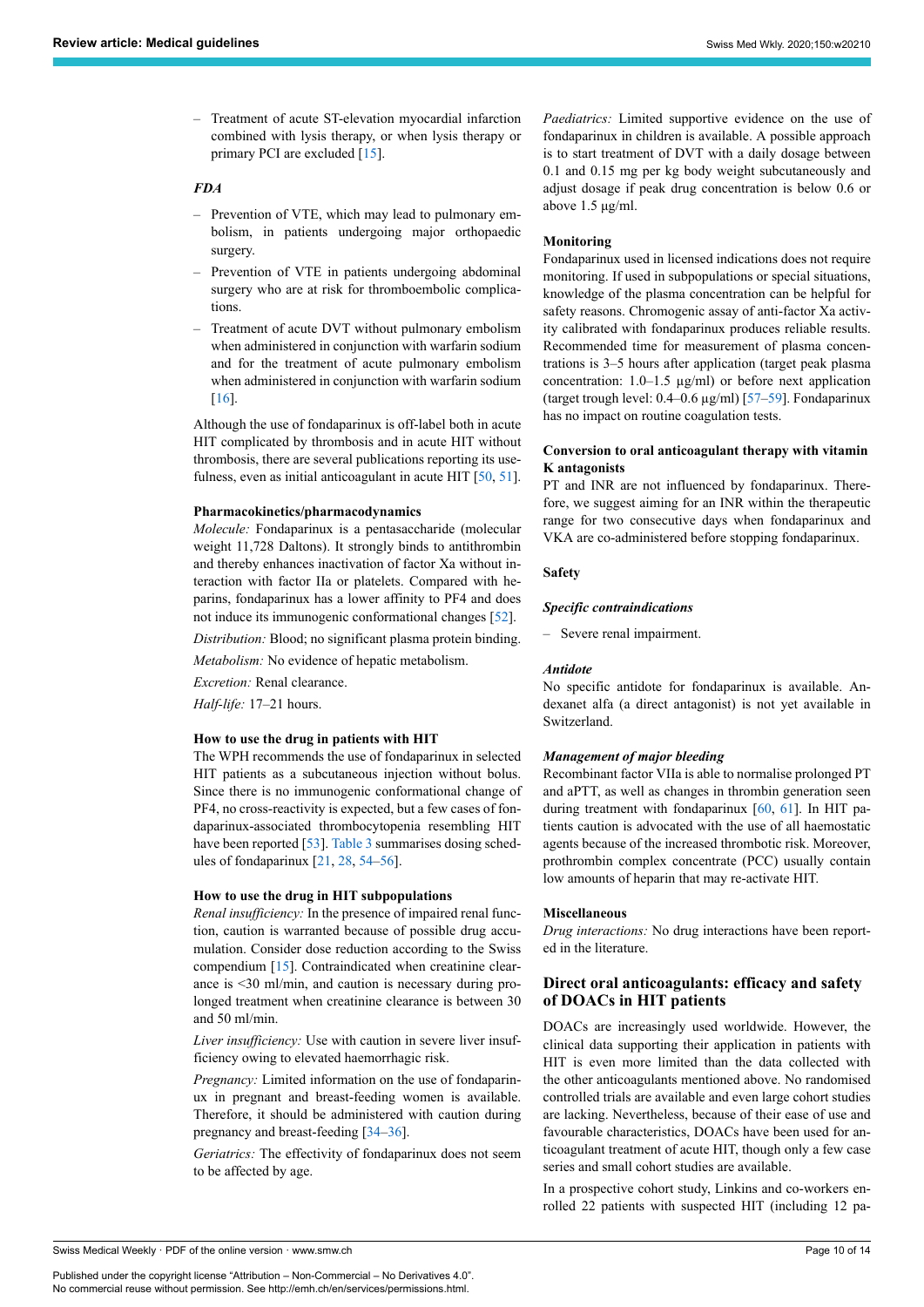– Treatment of acute ST-elevation myocardial infarction combined with lysis therapy, or when lysis therapy or primary PCI are excluded [15].

#### *FDA*

– Prevention of VTE, which may lead to pulmonary embolism, in patients undergoing major orthopaedic surgery.
– Prevention of VTE in patients undergoing abdominal surgery who are at risk for thromboembolic complications.
– Treatment of acute DVT without pulmonary embolism when administered in conjunction with warfarin sodium and for the treatment of acute pulmonary embolism when administered in conjunction with warfarin sodium [16].

Although the use of fondaparinux is off-label both in acute HIT complicated by thrombosis and in acute HIT without thrombosis, there are several publications reporting its usefulness, even as initial anticoagulant in acute HIT [50, 51].

#### Pharmacokinetics/pharmacodynamics

*Molecule:* Fondaparinux is a pentasaccharide (molecular weight 11,728 Daltons). It strongly binds to antithrombin and thereby enhances inactivation of factor Xa without interaction with factor IIa or platelets. Compared with heparins, fondaparinux has a lower affinity to PF4 and does not induce its immunogenic conformational changes [52].

*Distribution:* Blood; no significant plasma protein binding.

*Metabolism:* No evidence of hepatic metabolism.

*Excretion:* Renal clearance.

*Half-life:* 17–21 hours.

#### How to use the drug in patients with HIT

The WPH recommends the use of fondaparinux in selected HIT patients as a subcutaneous injection without bolus. Since there is no immunogenic conformational change of PF4, no cross-reactivity is expected, but a few cases of fondaparinux-associated thrombocytopenia resembling HIT have been reported [53]. Table 3 summarises dosing schedules of fondaparinux [21, 28, 54–56].

#### How to use the drug in HIT subpopulations

*Renal insufficiency:* In the presence of impaired renal function, caution is warranted because of possible drug accumulation. Consider dose reduction according to the Swiss compendium [15]. Contraindicated when creatinine clearance is <30 ml/min, and caution is necessary during prolonged treatment when creatinine clearance is between 30 and 50 ml/min.

*Liver insufficiency:* Use with caution in severe liver insufficiency owing to elevated haemorrhagic risk.

*Pregnancy:* Limited information on the use of fondaparinux in pregnant and breast-feeding women is available. Therefore, it should be administered with caution during pregnancy and breast-feeding [34–36].

*Geriatrics:* The effectivity of fondaparinux does not seem to be affected by age.

*Paediatrics:* Limited supportive evidence on the use of fondaparinux in children is available. A possible approach is to start treatment of DVT with a daily dosage between 0.1 and 0.15 mg per kg body weight subcutaneously and adjust dosage if peak drug concentration is below 0.6 or above 1.5 µg/ml.

#### Monitoring

Fondaparinux used in licensed indications does not require monitoring. If used in subpopulations or special situations, knowledge of the plasma concentration can be helpful for safety reasons. Chromogenic assay of anti-factor Xa activity calibrated with fondaparinux produces reliable results. Recommended time for measurement of plasma concentrations is 3–5 hours after application (target peak plasma concentration: 1.0–1.5 µg/ml) or before next application (target trough level: 0.4–0.6 µg/ml) [57–59]. Fondaparinux has no impact on routine coagulation tests.

#### Conversion to oral anticoagulant therapy with vitamin K antagonists

PT and INR are not influenced by fondaparinux. Therefore, we suggest aiming for an INR within the therapeutic range for two consecutive days when fondaparinux and VKA are co-administered before stopping fondaparinux.

#### Safety

#### *Specific contraindications*

– Severe renal impairment.

#### *Antidote*

No specific antidote for fondaparinux is available. Andexanet alfa (a direct antagonist) is not yet available in Switzerland.

#### *Management of major bleeding*

Recombinant factor VIIa is able to normalise prolonged PT and aPTT, as well as changes in thrombin generation seen during treatment with fondaparinux [60, 61]. In HIT patients caution is advocated with the use of all haemostatic agents because of the increased thrombotic risk. Moreover, prothrombin complex concentrate (PCC) usually contain low amounts of heparin that may re-activate HIT.

#### Miscellaneous

*Drug interactions:* No drug interactions have been reported in the literature.

## Direct oral anticoagulants: efficacy and safety of DOACs in HIT patients

DOACs are increasingly used worldwide. However, the clinical data supporting their application in patients with HIT is even more limited than the data collected with the other anticoagulants mentioned above. No randomised controlled trials are available and even large cohort studies are lacking. Nevertheless, because of their ease of use and favourable characteristics, DOACs have been used for anticoagulant treatment of acute HIT, though only a few case series and small cohort studies are available.

In a prospective cohort study, Linkins and co-workers enrolled 22 patients with suspected HIT (including 12 pa-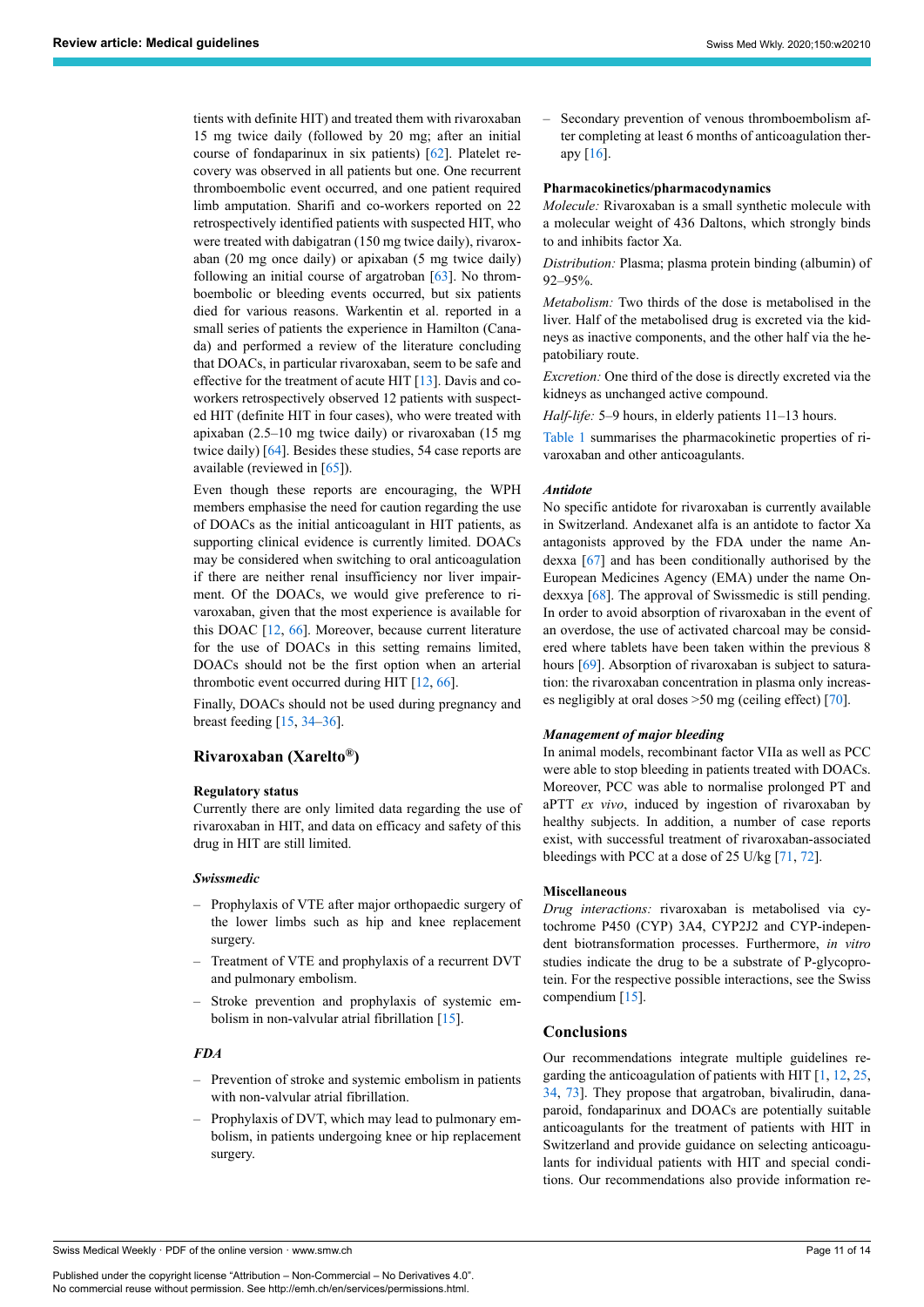tients with definite HIT) and treated them with rivaroxaban 15 mg twice daily (followed by 20 mg; after an initial course of fondaparinux in six patients) [62]. Platelet recovery was observed in all patients but one. One recurrent thromboembolic event occurred, and one patient required limb amputation. Sharifi and co-workers reported on 22 retrospectively identified patients with suspected HIT, who were treated with dabigatran (150 mg twice daily), rivaroxaban (20 mg once daily) or apixaban (5 mg twice daily) following an initial course of argatroban [63]. No thromboembolic or bleeding events occurred, but six patients died for various reasons. Warkentin et al. reported in a small series of patients the experience in Hamilton (Canada) and performed a review of the literature concluding that DOACs, in particular rivaroxaban, seem to be safe and effective for the treatment of acute HIT [13]. Davis and co-workers retrospectively observed 12 patients with suspected HIT (definite HIT in four cases), who were treated with apixaban (2.5–10 mg twice daily) or rivaroxaban (15 mg twice daily) [64]. Besides these studies, 54 case reports are available (reviewed in [65]).

Even though these reports are encouraging, the WPH members emphasise the need for caution regarding the use of DOACs as the initial anticoagulant in HIT patients, as supporting clinical evidence is currently limited. DOACs may be considered when switching to oral anticoagulation if there are neither renal insufficiency nor liver impairment. Of the DOACs, we would give preference to rivaroxaban, given that the most experience is available for this DOAC [12, 66]. Moreover, because current literature for the use of DOACs in this setting remains limited, DOACs should not be the first option when an arterial thrombotic event occurred during HIT [12, 66].

Finally, DOACs should not be used during pregnancy and breast feeding [15, 34–36].

## Rivaroxaban (Xarelto®)

### Regulatory status

Currently there are only limited data regarding the use of rivaroxaban in HIT, and data on efficacy and safety of this drug in HIT are still limited.

#### *Swissmedic*

- Prophylaxis of VTE after major orthopaedic surgery of the lower limbs such as hip and knee replacement surgery.
- Treatment of VTE and prophylaxis of a recurrent DVT and pulmonary embolism.
- Stroke prevention and prophylaxis of systemic embolism in non-valvular atrial fibrillation [15].

#### *FDA*

- Prevention of stroke and systemic embolism in patients with non-valvular atrial fibrillation.
- Prophylaxis of DVT, which may lead to pulmonary embolism, in patients undergoing knee or hip replacement surgery.
- Secondary prevention of venous thromboembolism after completing at least 6 months of anticoagulation therapy [16].

### Pharmacokinetics/pharmacodynamics

*Molecule:* Rivaroxaban is a small synthetic molecule with a molecular weight of 436 Daltons, which strongly binds to and inhibits factor Xa.

*Distribution:* Plasma; plasma protein binding (albumin) of 92–95%.

*Metabolism:* Two thirds of the dose is metabolised in the liver. Half of the metabolised drug is excreted via the kidneys as inactive components, and the other half via the hepatobiliary route.

*Excretion:* One third of the dose is directly excreted via the kidneys as unchanged active compound.

*Half-life:* 5–9 hours, in elderly patients 11–13 hours.

Table 1 summarises the pharmacokinetic properties of rivaroxaban and other anticoagulants.

#### *Antidote*

No specific antidote for rivaroxaban is currently available in Switzerland. Andexanet alfa is an antidote to factor Xa antagonists approved by the FDA under the name Andexxa [67] and has been conditionally authorised by the European Medicines Agency (EMA) under the name Ondexxya [68]. The approval of Swissmedic is still pending. In order to avoid absorption of rivaroxaban in the event of an overdose, the use of activated charcoal may be considered where tablets have been taken within the previous 8 hours [69]. Absorption of rivaroxaban is subject to saturation: the rivaroxaban concentration in plasma only increases negligibly at oral doses >50 mg (ceiling effect) [70].

#### *Management of major bleeding*

In animal models, recombinant factor VIIa as well as PCC were able to stop bleeding in patients treated with DOACs. Moreover, PCC was able to normalise prolonged PT and aPTT *ex vivo*, induced by ingestion of rivaroxaban by healthy subjects. In addition, a number of case reports exist, with successful treatment of rivaroxaban-associated bleedings with PCC at a dose of 25 U/kg [71, 72].

### Miscellaneous

*Drug interactions:* rivaroxaban is metabolised via cytochrome P450 (CYP) 3A4, CYP2J2 and CYP-independent biotransformation processes. Furthermore, *in vitro* studies indicate the drug to be a substrate of P-glycoprotein. For the respective possible interactions, see the Swiss compendium [15].

## Conclusions

Our recommendations integrate multiple guidelines regarding the anticoagulation of patients with HIT [1, 12, 25, 34, 73]. They propose that argatroban, bivalirudin, danaparoid, fondaparinux and DOACs are potentially suitable anticoagulants for the treatment of patients with HIT in Switzerland and provide guidance on selecting anticoagulants for individual patients with HIT and special conditions. Our recommendations also provide information re-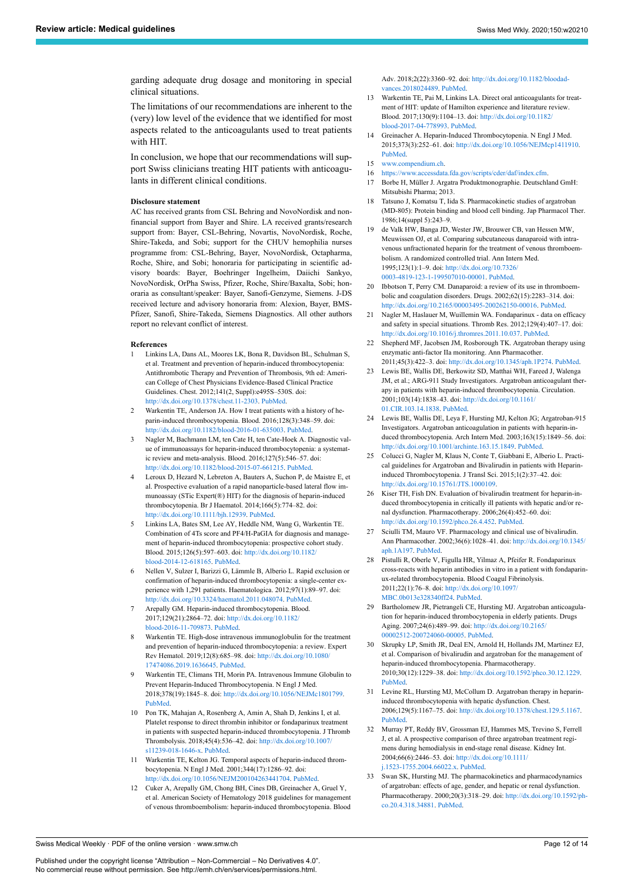garding adequate drug dosage and monitoring in special clinical situations.

The limitations of our recommendations are inherent to the (very) low level of the evidence that we identified for most aspects related to the anticoagulants used to treat patients with HIT.

In conclusion, we hope that our recommendations will support Swiss clinicians treating HIT patients with anticoagulants in different clinical conditions.

### Disclosure statement

AC has received grants from CSL Behring and NovoNordisk and non-financial support from Bayer and Shire. LA received grants/research support from: Bayer, CSL-Behring, Novartis, NovoNordisk, Roche, Shire-Takeda, and Sobi; support for the CHUV hemophilia nurses programme from: CSL-Behring, Bayer, NovoNordisk, Octapharma, Roche, Shire, and Sobi; honoraria for participating in scientific advisory boards: Bayer, Boehringer Ingelheim, Daiichi Sankyo, NovoNordisk, OrPha Swiss, Pfizer, Roche, Shire/Baxalta, Sobi; honoraria as consultant/speaker: Bayer, Sanofi-Genzyme, Siemens. J-DS received lecture and advisory honoraria from: Alexion, Bayer, BMS-Pfizer, Sanofi, Shire-Takeda, Siemens Diagnostics. All other authors report no relevant conflict of interest.

### References

1. Linkins LA, Dans AL, Moores LK, Bona R, Davidson BL, Schulman S, et al. Treatment and prevention of heparin-induced thrombocytopenia: Antithrombotic Therapy and Prevention of Thrombosis, 9th ed: American College of Chest Physicians Evidence-Based Clinical Practice Guidelines. Chest. 2012;141(2, Suppl):e495S–530S. doi: http://dx.doi.org/10.1378/chest.11-2303. PubMed.
2. Warkentin TE, Anderson JA. How I treat patients with a history of heparin-induced thrombocytopenia. Blood. 2016;128(3):348–59. doi: http://dx.doi.org/10.1182/blood-2016-01-635003. PubMed.
3. Nagler M, Bachmann LM, ten Cate H, ten Cate-Hoek A. Diagnostic value of immunoassays for heparin-induced thrombocytopenia: a systematic review and meta-analysis. Blood. 2016;127(5):546–57. doi: http://dx.doi.org/10.1182/blood-2015-07-661215. PubMed.
4. Leroux D, Hezard N, Lebreton A, Bauters A, Suchon P, de Maistre E, et al. Prospective evaluation of a rapid nanoparticle-based lateral flow immunoassay (STic Expert(®) HIT) for the diagnosis of heparin-induced thrombocytopenia. Br J Haematol. 2014;166(5):774–82. doi: http://dx.doi.org/10.1111/bjh.12939. PubMed.
5. Linkins LA, Bates SM, Lee AY, Heddle NM, Wang G, Warkentin TE. Combination of 4Ts score and PF4/H-PaGIA for diagnosis and management of heparin-induced thrombocytopenia: prospective cohort study. Blood. 2015;126(5):597–603. doi: http://dx.doi.org/10.1182/blood-2014-12-618165. PubMed.
6. Nellen V, Sulzer I, Barizzi G, Lämmle B, Alberio L. Rapid exclusion or confirmation of heparin-induced thrombocytopenia: a single-center experience with 1,291 patients. Haematologica. 2012;97(1):89–97. doi: http://dx.doi.org/10.3324/haematol.2011.048074. PubMed.
7. Arepally GM. Heparin-induced thrombocytopenia. Blood. 2017;129(21):2864–72. doi: http://dx.doi.org/10.1182/blood-2016-11-709873. PubMed.
8. Warkentin TE. High-dose intravenous immunoglobulin for the treatment and prevention of heparin-induced thrombocytopenia: a review. Expert Rev Hematol. 2019;12(8):685–98. doi: http://dx.doi.org/10.1080/17474086.2019.1636645. PubMed.
9. Warkentin TE, Climans TH, Morin PA. Intravenous Immune Globulin to Prevent Heparin-Induced Thrombocytopenia. N Engl J Med. 2018;378(19):1845–8. doi: http://dx.doi.org/10.1056/NEJMc1801799. PubMed.
10. Pon TK, Mahajan A, Rosenberg A, Amin A, Shah D, Jenkins I, et al. Platelet response to direct thrombin inhibitor or fondaparinux treatment in patients with suspected heparin-induced thrombocytopenia. J Thromb Thrombolysis. 2018;45(4):536–42. doi: http://dx.doi.org/10.1007/s11239-018-1646-x. PubMed.
11. Warkentin TE, Kelton JG. Temporal aspects of heparin-induced thrombocytopenia. N Engl J Med. 2001;344(17):1286–92. doi: http://dx.doi.org/10.1056/NEJM200104263441704. PubMed.
12. Cuker A, Arepally GM, Chong BH, Cines DB, Greinacher A, Gruel Y, et al. American Society of Hematology 2018 guidelines for management of venous thromboembolism: heparin-induced thrombocytopenia. Blood Adv. 2018;2(22):3360–92. doi: http://dx.doi.org/10.1182/bloodadvances.2018024489. PubMed.
13. Warkentin TE, Pai M, Linkins LA. Direct oral anticoagulants for treatment of HIT: update of Hamilton experience and literature review. Blood. 2017;130(9):1104–13. doi: http://dx.doi.org/10.1182/blood-2017-04-778993. PubMed.
14. Greinacher A. Heparin-Induced Thrombocytopenia. N Engl J Med. 2015;373(3):252–61. doi: http://dx.doi.org/10.1056/NEJMcp1411910. PubMed.
15. www.compendium.ch.
16. https://www.accessdata.fda.gov/scripts/cder/daf/index.cfm.
17. Borbe H, Müller J. Argatra Produktmonographie. Deutschland GmbH: Mitsubishi Pharma; 2013.
18. Tatsuno J, Komatsu T, Iida S. Pharmacokinetic studies of argatroban (MD-805): Protein binding and blood cell binding. Jap Pharmacol Ther. 1986;14(suppl 5):243–9.
19. de Valk HW, Banga JD, Wester JW, Brouwer CB, van Hessen MW, Meuwissen OJ, et al. Comparing subcutaneous danaparoid with intravenous unfractionated heparin for the treatment of venous thromboembolism. A randomized controlled trial. Ann Intern Med. 1995;123(1):1–9. doi: http://dx.doi.org/10.7326/0003-4819-123-1-199507010-00001. PubMed.
20. Ibbotson T, Perry CM. Danaparoid: a review of its use in thromboembolic and coagulation disorders. Drugs. 2002;62(15):2283–314. doi: http://dx.doi.org/10.2165/00003495-200262150-00016. PubMed.
21. Nagler M, Haslauer M, Wuillemin WA. Fondaparinux - data on efficacy and safety in special situations. Thromb Res. 2012;129(4):407–17. doi: http://dx.doi.org/10.1016/j.thromres.2011.10.037. PubMed.
22. Shepherd MF, Jacobsen JM, Rosborough TK. Argatroban therapy using enzymatic anti-factor IIa monitoring. Ann Pharmacother. 2011;45(3):422–3. doi: http://dx.doi.org/10.1345/aph.1P274. PubMed.
23. Lewis BE, Wallis DE, Berkowitz SD, Matthai WH, Fareed J, Walenga JM, et al.; ARG-911 Study Investigators. Argatroban anticoagulant therapy in patients with heparin-induced thrombocytopenia. Circulation. 2001;103(14):1838–43. doi: http://dx.doi.org/10.1161/01.CIR.103.14.1838. PubMed.
24. Lewis BE, Wallis DE, Leya F, Hursting MJ, Kelton JG; Argatroban-915 Investigators. Argatroban anticoagulation in patients with heparin-induced thrombocytopenia. Arch Intern Med. 2003;163(15):1849–56. doi: http://dx.doi.org/10.1001/archinte.163.15.1849. PubMed.
25. Colucci G, Nagler M, Klaus N, Conte T, Giabbani E, Alberio L. Practical guidelines for Argatroban and Bivalirudin in patients with Heparin-induced Thrombocytopenia. J Transl Sci. 2015;1(2):37–42. doi: http://dx.doi.org/10.15761/JTS.1000109.
26. Kiser TH, Fish DN. Evaluation of bivalirudin treatment for heparin-induced thrombocytopenia in critically ill patients with hepatic and/or renal dysfunction. Pharmacotherapy. 2006;26(4):452–60. doi: http://dx.doi.org/10.1592/phco.26.4.452. PubMed.
27. Sciulli TM, Mauro VF. Pharmacology and clinical use of bivalirudin. Ann Pharmacother. 2002;36(6):1028–41. doi: http://dx.doi.org/10.1345/aph.1A197. PubMed.
28. Pistulli R, Oberle V, Figulla HR, Yilmaz A, Pfeifer R. Fondaparinux cross-reacts with heparin antibodies in vitro in a patient with fondaparinux-related thrombocytopenia. Blood Coagul Fibrinolysis. 2011;22(1):76–8. doi: http://dx.doi.org/10.1097/MBC.0b013e328340ff24. PubMed.
29. Bartholomew JR, Pietrangeli CE, Hursting MJ. Argatroban anticoagulation for heparin-induced thrombocytopenia in elderly patients. Drugs Aging. 2007;24(6):489–99. doi: http://dx.doi.org/10.2165/00002512-200724060-00005. PubMed.
30. Skrupky LP, Smith JR, Deal EN, Arnold H, Hollands JM, Martinez EJ, et al. Comparison of bivalirudin and argatroban for the management of heparin-induced thrombocytopenia. Pharmacotherapy. 2010;30(12):1229–38. doi: http://dx.doi.org/10.1592/phco.30.12.1229. PubMed.
31. Levine RL, Hursting MJ, McCollum D. Argatroban therapy in heparin-induced thrombocytopenia with hepatic dysfunction. Chest. 2006;129(5):1167–75. doi: http://dx.doi.org/10.1378/chest.129.5.1167. PubMed.
32. Murray PT, Reddy BV, Grossman EJ, Hammes MS, Trevino S, Ferrell J, et al. A prospective comparison of three argatroban treatment regimens during hemodialysis in end-stage renal disease. Kidney Int. 2004;66(6):2446–53. doi: http://dx.doi.org/10.1111/j.1523-1755.2004.66022.x. PubMed.
33. Swan SK, Hursting MJ. The pharmacokinetics and pharmacodynamics of argatroban: effects of age, gender, and hepatic or renal dysfunction. Pharmacotherapy. 2000;20(3):318–29. doi: http://dx.doi.org/10.1592/phco.20.4.318.34881. PubMed.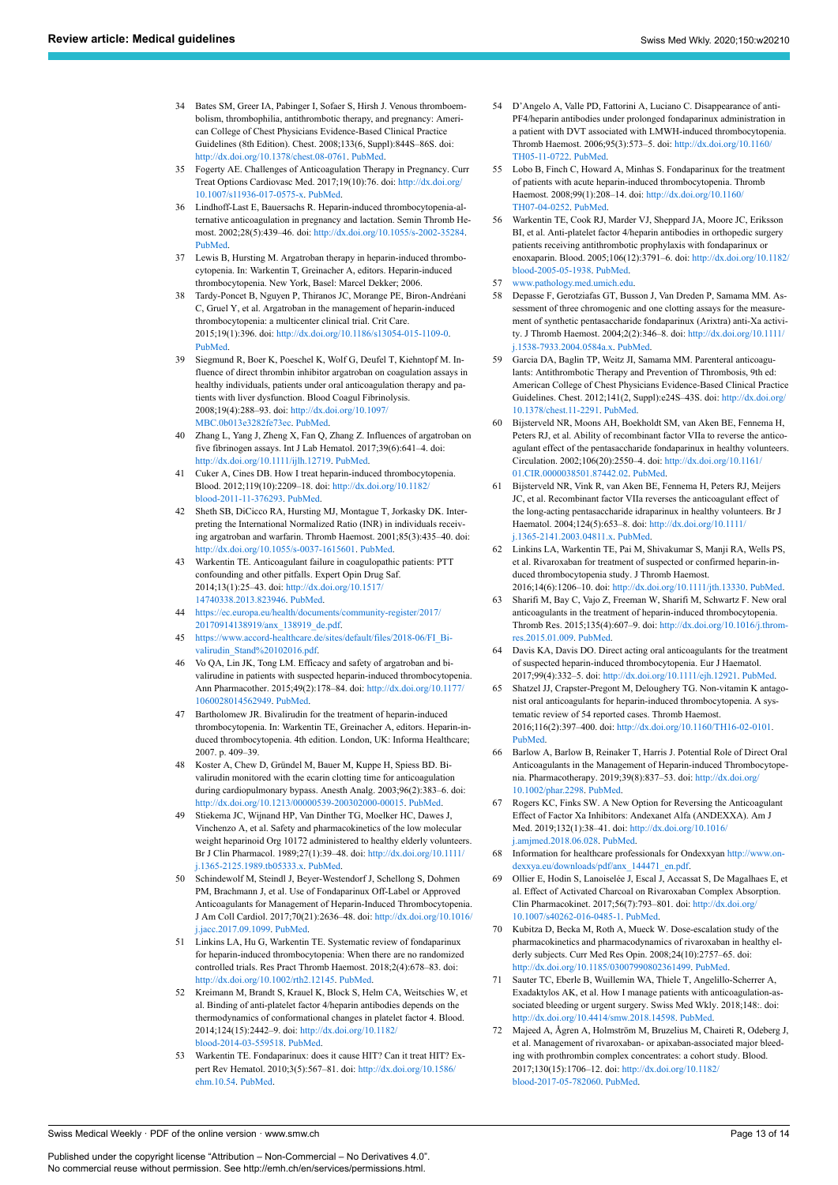34 Bates SM, Greer IA, Pabinger I, Sofaer S, Hirsh J. Venous thromboembolism, thrombophilia, antithrombotic therapy, and pregnancy: American College of Chest Physicians Evidence-Based Clinical Practice Guidelines (8th Edition). Chest. 2008;133(6, Suppl):844S–86S. doi: http://dx.doi.org/10.1378/chest.08-0761. PubMed.

35 Fogerty AE. Challenges of Anticoagulation Therapy in Pregnancy. Curr Treat Options Cardiovasc Med. 2017;19(10):76. doi: http://dx.doi.org/10.1007/s11936-017-0575-x. PubMed.

36 Lindhoff-Last E, Bauersachs R. Heparin-induced thrombocytopenia-alternative anticoagulation in pregnancy and lactation. Semin Thromb Hemost. 2002;28(5):439–46. doi: http://dx.doi.org/10.1055/s-2002-35284. PubMed.

37 Lewis B, Hursting M. Argatroban therapy in heparin-induced thrombocytopenia. In: Warkentin T, Greinacher A, editors. Heparin-induced thrombocytopenia. New York, Basel: Marcel Dekker; 2006.

38 Tardy-Poncet B, Nguyen P, Thiranos JC, Morange PE, Biron-Andréani C, Gruel Y, et al. Argatroban in the management of heparin-induced thrombocytopenia: a multicenter clinical trial. Crit Care. 2015;19(1):396. doi: http://dx.doi.org/10.1186/s13054-015-1109-0. PubMed.

39 Siegmund R, Boer K, Poeschel K, Wolf G, Deufel T, Kiehntopf M. Influence of direct thrombin inhibitor argatroban on coagulation assays in healthy individuals, patients under oral anticoagulation therapy and patients with liver dysfunction. Blood Coagul Fibrinolysis. 2008;19(4):288–93. doi: http://dx.doi.org/10.1097/MBC.0b013e3282fe73ec. PubMed.

40 Zhang L, Yang J, Zheng X, Fan Q, Zhang Z. Influences of argatroban on five fibrinogen assays. Int J Lab Hematol. 2017;39(6):641–4. doi: http://dx.doi.org/10.1111/ijlh.12719. PubMed.

41 Cuker A, Cines DB. How I treat heparin-induced thrombocytopenia. Blood. 2012;119(10):2209–18. doi: http://dx.doi.org/10.1182/blood-2011-11-376293. PubMed.

42 Sheth SB, DiCicco RA, Hursting MJ, Montague T, Jorkasky DK. Interpreting the International Normalized Ratio (INR) in individuals receiving argatroban and warfarin. Thromb Haemost. 2001;85(3):435–40. doi: http://dx.doi.org/10.1055/s-0037-1615601. PubMed.

43 Warkentin TE. Anticoagulant failure in coagulopathic patients: PTT confounding and other pitfalls. Expert Opin Drug Saf. 2014;13(1):25–43. doi: http://dx.doi.org/10.1517/14740338.2013.823946. PubMed.

44 https://ec.europa.eu/health/documents/community-register/2017/20170914138919/anx_138919_de.pdf.

45 https://www.accord-healthcare.de/sites/default/files/2018-06/FI_Bivalirudin_Stand%20102016.pdf.

46 Vo QA, Lin JK, Tong LM. Efficacy and safety of argatroban and bivalirudine in patients with suspected heparin-induced thrombocytopenia. Ann Pharmacother. 2015;49(2):178–84. doi: http://dx.doi.org/10.1177/1060028014562949. PubMed.

47 Bartholomew JR. Bivalirudin for the treatment of heparin-induced thrombocytopenia. In: Warkentin TE, Greinacher A, editors. Heparin-induced thrombocytopenia. 4th edition. London, UK: Informa Healthcare; 2007. p. 409–39.

48 Koster A, Chew D, Gründel M, Bauer M, Kuppe H, Spiess BD. Bivalirudin monitored with the ecarin clotting time for anticoagulation during cardiopulmonary bypass. Anesth Analg. 2003;96(2):383–6. doi: http://dx.doi.org/10.1213/00000539-200302000-00015. PubMed.

49 Stiekema JC, Wijnand HP, Van Dinther TG, Moelker HC, Dawes J, Vinchenzo A, et al. Safety and pharmacokinetics of the low molecular weight heparinoid Org 10172 administered to healthy elderly volunteers. Br J Clin Pharmacol. 1989;27(1):39–48. doi: http://dx.doi.org/10.1111/j.1365-2125.1989.tb05333.x. PubMed.

50 Schindewolf M, Steindl J, Beyer-Westendorf J, Schellong S, Dohmen PM, Brachmann J, et al. Use of Fondaparinux Off-Label or Approved Anticoagulants for Management of Heparin-Induced Thrombocytopenia. J Am Coll Cardiol. 2017;70(21):2636–48. doi: http://dx.doi.org/10.1016/j.jacc.2017.09.1099. PubMed.

51 Linkins LA, Hu G, Warkentin TE. Systematic review of fondaparinux for heparin-induced thrombocytopenia: When there are no randomized controlled trials. Res Pract Thromb Haemost. 2018;2(4):678–83. doi: http://dx.doi.org/10.1002/rth2.12145. PubMed.

52 Kreimann M, Brandt S, Krauel K, Block S, Helm CA, Weitschies W, et al. Binding of anti-platelet factor 4/heparin antibodies depends on the thermodynamics of conformational changes in platelet factor 4. Blood. 2014;124(15):2442–9. doi: http://dx.doi.org/10.1182/blood-2014-03-559518. PubMed.

53 Warkentin TE. Fondaparinux: does it cause HIT? Can it treat HIT? Expert Rev Hematol. 2010;3(5):567–81. doi: http://dx.doi.org/10.1586/ehm.10.54. PubMed.

54 D'Angelo A, Valle PD, Fattorini A, Luciano C. Disappearance of anti-PF4/heparin antibodies under prolonged fondaparinux administration in a patient with DVT associated with LMWH-induced thrombocytopenia. Thromb Haemost. 2006;95(3):573–5. doi: http://dx.doi.org/10.1160/TH05-11-0722. PubMed.

55 Lobo B, Finch C, Howard A, Minhas S. Fondaparinux for the treatment of patients with acute heparin-induced thrombocytopenia. Thromb Haemost. 2008;99(1):208–14. doi: http://dx.doi.org/10.1160/TH07-04-0252. PubMed.

56 Warkentin TE, Cook RJ, Marder VJ, Sheppard JA, Moore JC, Eriksson BI, et al. Anti-platelet factor 4/heparin antibodies in orthopedic surgery patients receiving antithrombotic prophylaxis with fondaparinux or enoxaparin. Blood. 2005;106(12):3791–6. doi: http://dx.doi.org/10.1182/blood-2005-05-1938. PubMed.

57 www.pathology.med.umich.edu.

58 Depasse F, Gerotziafas GT, Busson J, Van Dreden P, Samama MM. Assessment of three chromogenic and one clotting assays for the measurement of synthetic pentasaccharide fondaparinux (Arixtra) anti-Xa activity. J Thromb Haemost. 2004;2(2):346–8. doi: http://dx.doi.org/10.1111/j.1538-7933.2004.0584a.x. PubMed.

59 Garcia DA, Baglin TP, Weitz JI, Samama MM. Parenteral anticoagulants: Antithrombotic Therapy and Prevention of Thrombosis, 9th ed: American College of Chest Physicians Evidence-Based Clinical Practice Guidelines. Chest. 2012;141(2, Suppl):e24S–43S. doi: http://dx.doi.org/10.1378/chest.11-2291. PubMed.

60 Bijsterveld NR, Moons AH, Boekholdt SM, van Aken BE, Fennema H, Peters RJ, et al. Ability of recombinant factor VIIa to reverse the anticoagulant effect of the pentasaccharide fondaparinux in healthy volunteers. Circulation. 2002;106(20):2550–4. doi: http://dx.doi.org/10.1161/01.CIR.0000038501.87442.02. PubMed.

61 Bijsterveld NR, Vink R, van Aken BE, Fennema H, Peters RJ, Meijers JC, et al. Recombinant factor VIIa reverses the anticoagulant effect of the long-acting pentasaccharide idraparinux in healthy volunteers. Br J Haematol. 2004;124(5):653–8. doi: http://dx.doi.org/10.1111/j.1365-2141.2003.04811.x. PubMed.

62 Linkins LA, Warkentin TE, Pai M, Shivakumar S, Manji RA, Wells PS, et al. Rivaroxaban for treatment of suspected or confirmed heparin-induced thrombocytopenia study. J Thromb Haemost. 2016;14(6):1206–10. doi: http://dx.doi.org/10.1111/jth.13330. PubMed.

63 Sharifi M, Bay C, Vajo Z, Freeman W, Sharifi M, Schwartz F. New oral anticoagulants in the treatment of heparin-induced thrombocytopenia. Thromb Res. 2015;135(4):607–9. doi: http://dx.doi.org/10.1016/j.thromres.2015.01.009. PubMed.

64 Davis KA, Davis DO. Direct acting oral anticoagulants for the treatment of suspected heparin-induced thrombocytopenia. Eur J Haematol. 2017;99(4):332–5. doi: http://dx.doi.org/10.1111/ejh.12921. PubMed.

65 Shatzel JJ, Crapster-Pregont M, Deloughery TG. Non-vitamin K antagonist oral anticoagulants for heparin-induced thrombocytopenia. A systematic review of 54 reported cases. Thromb Haemost. 2016;116(2):397–400. doi: http://dx.doi.org/10.1160/TH16-02-0101. PubMed.

66 Barlow A, Barlow B, Reinaker T, Harris J. Potential Role of Direct Oral Anticoagulants in the Management of Heparin-induced Thrombocytopenia. Pharmacotherapy. 2019;39(8):837–53. doi: http://dx.doi.org/10.1002/phar.2298. PubMed.

67 Rogers KC, Finks SW. A New Option for Reversing the Anticoagulant Effect of Factor Xa Inhibitors: Andexanet Alfa (ANDEXXA). Am J Med. 2019;132(1):38–41. doi: http://dx.doi.org/10.1016/j.amjmed.2018.06.028. PubMed.

68 Information for healthcare professionals for Ondexxyan http://www.ondexxya.eu/downloads/pdf/anx_144471_en.pdf.

69 Ollier E, Hodin S, Lanoiselée J, Escal J, Accassat S, De Magalhaes E, et al. Effect of Activated Charcoal on Rivaroxaban Complex Absorption. Clin Pharmacokinet. 2017;56(7):793–801. doi: http://dx.doi.org/10.1007/s40262-016-0485-1. PubMed.

70 Kubitza D, Becka M, Roth A, Mueck W. Dose-escalation study of the pharmacokinetics and pharmacodynamics of rivaroxaban in healthy elderly subjects. Curr Med Res Opin. 2008;24(10):2757–65. doi: http://dx.doi.org/10.1185/03007990802361499. PubMed.

71 Sauter TC, Eberle B, Wuillemin WA, Thiele T, Angelillo-Scherrer A, Exadaktylos AK, et al. How I manage patients with anticoagulation-associated bleeding or urgent surgery. Swiss Med Wkly. 2018;148:. doi: http://dx.doi.org/10.4414/smw.2018.14598. PubMed.

72 Majeed A, Ågren A, Holmström M, Bruzelius M, Chaireti R, Odeberg J, et al. Management of rivaroxaban- or apixaban-associated major bleeding with prothrombin complex concentrates: a cohort study. Blood. 2017;130(15):1706–12. doi: http://dx.doi.org/10.1182/blood-2017-05-782060. PubMed.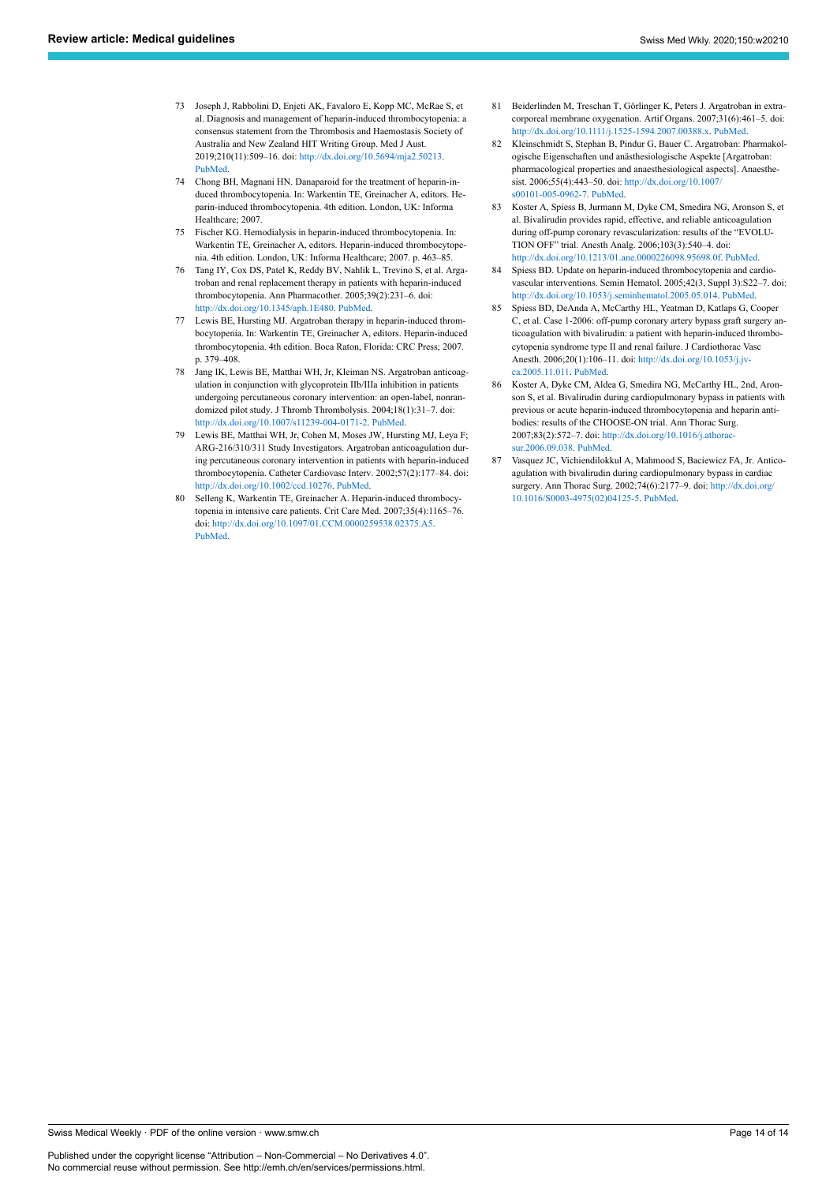73 Joseph J, Rabbolini D, Enjeti AK, Favaloro E, Kopp MC, McRae S, et al. Diagnosis and management of heparin-induced thrombocytopenia: a consensus statement from the Thrombosis and Haemostasis Society of Australia and New Zealand HIT Writing Group. Med J Aust. 2019;210(11):509–16. doi: http://dx.doi.org/10.5694/mja2.50213. PubMed.

74 Chong BH, Magnani HN. Danaparoid for the treatment of heparin-induced thrombocytopenia. In: Warkentin TE, Greinacher A, editors. Heparin-induced thrombocytopenia. 4th edition. London, UK: Informa Healthcare; 2007.

75 Fischer KG. Hemodialysis in heparin-induced thrombocytopenia. In: Warkentin TE, Greinacher A, editors. Heparin-induced thrombocytopenia. 4th edition. London, UK: Informa Healthcare; 2007. p. 463–85.

76 Tang IY, Cox DS, Patel K, Reddy BV, Nahlik L, Trevino S, et al. Argatroban and renal replacement therapy in patients with heparin-induced thrombocytopenia. Ann Pharmacother. 2005;39(2):231–6. doi: http://dx.doi.org/10.1345/aph.1E480. PubMed.

77 Lewis BE, Hursting MJ. Argatroban therapy in heparin-induced thrombocytopenia. In: Warkentin TE, Greinacher A, editors. Heparin-induced thrombocytopenia. 4th edition. Boca Raton, Florida: CRC Press; 2007. p. 379–408.

78 Jang IK, Lewis BE, Matthai WH, Jr, Kleiman NS. Argatroban anticoagulation in conjunction with glycoprotein IIb/IIIa inhibition in patients undergoing percutaneous coronary intervention: an open-label, nonrandomized pilot study. J Thromb Thrombolysis. 2004;18(1):31–7. doi: http://dx.doi.org/10.1007/s11239-004-0171-2. PubMed.

79 Lewis BE, Matthai WH, Jr, Cohen M, Moses JW, Hursting MJ, Leya F; ARG-216/310/311 Study Investigators. Argatroban anticoagulation during percutaneous coronary intervention in patients with heparin-induced thrombocytopenia. Catheter Cardiovasc Interv. 2002;57(2):177–84. doi: http://dx.doi.org/10.1002/ccd.10276. PubMed.

80 Selleng K, Warkentin TE, Greinacher A. Heparin-induced thrombocytopenia in intensive care patients. Crit Care Med. 2007;35(4):1165–76. doi: http://dx.doi.org/10.1097/01.CCM.0000259538.02375.A5. PubMed.

81 Beiderlinden M, Treschan T, Görlinger K, Peters J. Argatroban in extracorporeal membrane oxygenation. Artif Organs. 2007;31(6):461–5. doi: http://dx.doi.org/10.1111/j.1525-1594.2007.00388.x. PubMed.

82 Kleinschmidt S, Stephan B, Pindur G, Bauer C. Argatroban: Pharmakologische Eigenschaften und anästhesiologische Aspekte [Argatroban: pharmacological properties and anaesthesiological aspects]. Anaesthesist. 2006;55(4):443–50. doi: http://dx.doi.org/10.1007/s00101-005-0962-7. PubMed.

83 Koster A, Spiess B, Jurmann M, Dyke CM, Smedira NG, Aronson S, et al. Bivalirudin provides rapid, effective, and reliable anticoagulation during off-pump coronary revascularization: results of the "EVOLUTION OFF" trial. Anesth Analg. 2006;103(3):540–4. doi: http://dx.doi.org/10.1213/01.ane.0000226098.95698.0f. PubMed.

84 Spiess BD. Update on heparin-induced thrombocytopenia and cardiovascular interventions. Semin Hematol. 2005;42(3, Suppl 3):S22–7. doi: http://dx.doi.org/10.1053/j.seminhematol.2005.05.014. PubMed.

85 Spiess BD, DeAnda A, McCarthy HL, Yeatman D, Katlaps G, Cooper C, et al. Case 1-2006: off-pump coronary artery bypass graft surgery anticoagulation with bivalirudin: a patient with heparin-induced thrombocytopenia syndrome type II and renal failure. J Cardiothorac Vasc Anesth. 2006;20(1):106–11. doi: http://dx.doi.org/10.1053/j.jvca.2005.11.011. PubMed.

86 Koster A, Dyke CM, Aldea G, Smedira NG, McCarthy HL, 2nd, Aronson S, et al. Bivalirudin during cardiopulmonary bypass in patients with previous or acute heparin-induced thrombocytopenia and heparin antibodies: results of the CHOOSE-ON trial. Ann Thorac Surg. 2007;83(2):572–7. doi: http://dx.doi.org/10.1016/j.athoracsur.2006.09.038. PubMed.

87 Vasquez JC, Vichiendilokkul A, Mahmood S, Baciewicz FA, Jr. Anticoagulation with bivalirudin during cardiopulmonary bypass in cardiac surgery. Ann Thorac Surg. 2002;74(6):2177–9. doi: http://dx.doi.org/10.1016/S0003-4975(02)04125-5. PubMed.